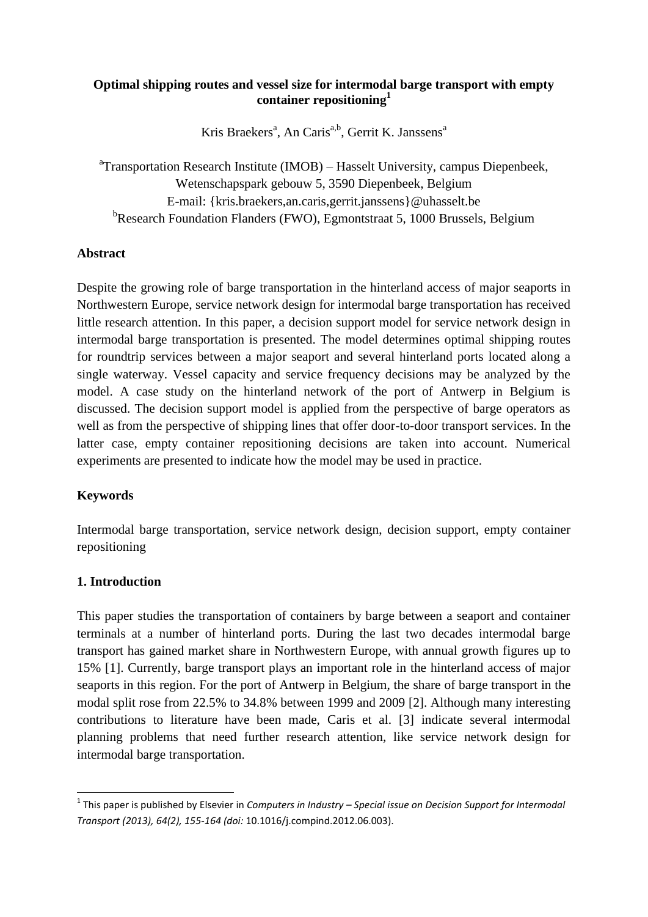# Optimal shipping routes and vessel size for intermodal barge transport with empty container repositioning[1]

Kris Braekers[a], An Caris[a,b], Gerrit K. Janssens[a]

[a]Transportation Research Institute (IMOB) – Hasselt University, campus Diepenbeek, Wetenschapspark gebouw 5, 3590 Diepenbeek, Belgium
E-mail: {kris.braekers,an.caris,gerrit.janssens}@uhasselt.be
[b]Research Foundation Flanders (FWO), Egmontstraat 5, 1000 Brussels, Belgium

## Abstract

Despite the growing role of barge transportation in the hinterland access of major seaports in Northwestern Europe, service network design for intermodal barge transportation has received little research attention. In this paper, a decision support model for service network design in intermodal barge transportation is presented. The model determines optimal shipping routes for roundtrip services between a major seaport and several hinterland ports located along a single waterway. Vessel capacity and service frequency decisions may be analyzed by the model. A case study on the hinterland network of the port of Antwerp in Belgium is discussed. The decision support model is applied from the perspective of barge operators as well as from the perspective of shipping lines that offer door-to-door transport services. In the latter case, empty container repositioning decisions are taken into account. Numerical experiments are presented to indicate how the model may be used in practice.

## Keywords

Intermodal barge transportation, service network design, decision support, empty container repositioning

## 1. Introduction

This paper studies the transportation of containers by barge between a seaport and container terminals at a number of hinterland ports. During the last two decades intermodal barge transport has gained market share in Northwestern Europe, with annual growth figures up to 15% [1]. Currently, barge transport plays an important role in the hinterland access of major seaports in this region. For the port of Antwerp in Belgium, the share of barge transport in the modal split rose from 22.5% to 34.8% between 1999 and 2009 [2]. Although many interesting contributions to literature have been made, Caris et al. [3] indicate several intermodal planning problems that need further research attention, like service network design for intermodal barge transportation.

---

[1] This paper is published by Elsevier in *Computers in Industry – Special issue on Decision Support for Intermodal Transport (2013), 64(2), 155-164 (doi:* 10.1016/j.compind.2012.06.003).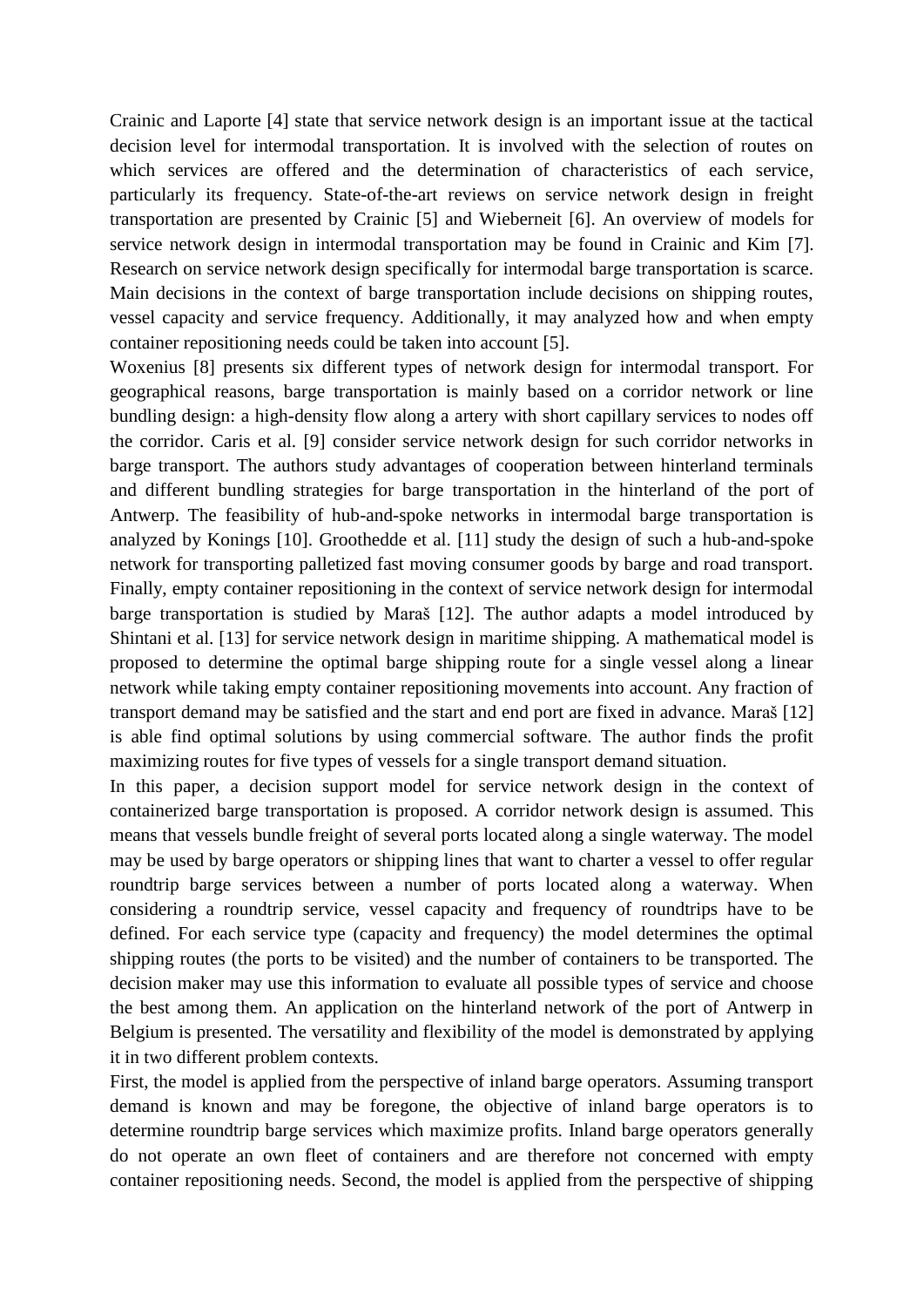Crainic and Laporte [4] state that service network design is an important issue at the tactical decision level for intermodal transportation. It is involved with the selection of routes on which services are offered and the determination of characteristics of each service, particularly its frequency. State-of-the-art reviews on service network design in freight transportation are presented by Crainic [5] and Wieberneit [6]. An overview of models for service network design in intermodal transportation may be found in Crainic and Kim [7]. Research on service network design specifically for intermodal barge transportation is scarce. Main decisions in the context of barge transportation include decisions on shipping routes, vessel capacity and service frequency. Additionally, it may analyzed how and when empty container repositioning needs could be taken into account [5].

Woxenius [8] presents six different types of network design for intermodal transport. For geographical reasons, barge transportation is mainly based on a corridor network or line bundling design: a high-density flow along a artery with short capillary services to nodes off the corridor. Caris et al. [9] consider service network design for such corridor networks in barge transport. The authors study advantages of cooperation between hinterland terminals and different bundling strategies for barge transportation in the hinterland of the port of Antwerp. The feasibility of hub-and-spoke networks in intermodal barge transportation is analyzed by Konings [10]. Groothedde et al. [11] study the design of such a hub-and-spoke network for transporting palletized fast moving consumer goods by barge and road transport. Finally, empty container repositioning in the context of service network design for intermodal barge transportation is studied by Maraš [12]. The author adapts a model introduced by Shintani et al. [13] for service network design in maritime shipping. A mathematical model is proposed to determine the optimal barge shipping route for a single vessel along a linear network while taking empty container repositioning movements into account. Any fraction of transport demand may be satisfied and the start and end port are fixed in advance. Maraš [12] is able find optimal solutions by using commercial software. The author finds the profit maximizing routes for five types of vessels for a single transport demand situation.

In this paper, a decision support model for service network design in the context of containerized barge transportation is proposed. A corridor network design is assumed. This means that vessels bundle freight of several ports located along a single waterway. The model may be used by barge operators or shipping lines that want to charter a vessel to offer regular roundtrip barge services between a number of ports located along a waterway. When considering a roundtrip service, vessel capacity and frequency of roundtrips have to be defined. For each service type (capacity and frequency) the model determines the optimal shipping routes (the ports to be visited) and the number of containers to be transported. The decision maker may use this information to evaluate all possible types of service and choose the best among them. An application on the hinterland network of the port of Antwerp in Belgium is presented. The versatility and flexibility of the model is demonstrated by applying it in two different problem contexts.

First, the model is applied from the perspective of inland barge operators. Assuming transport demand is known and may be foregone, the objective of inland barge operators is to determine roundtrip barge services which maximize profits. Inland barge operators generally do not operate an own fleet of containers and are therefore not concerned with empty container repositioning needs. Second, the model is applied from the perspective of shipping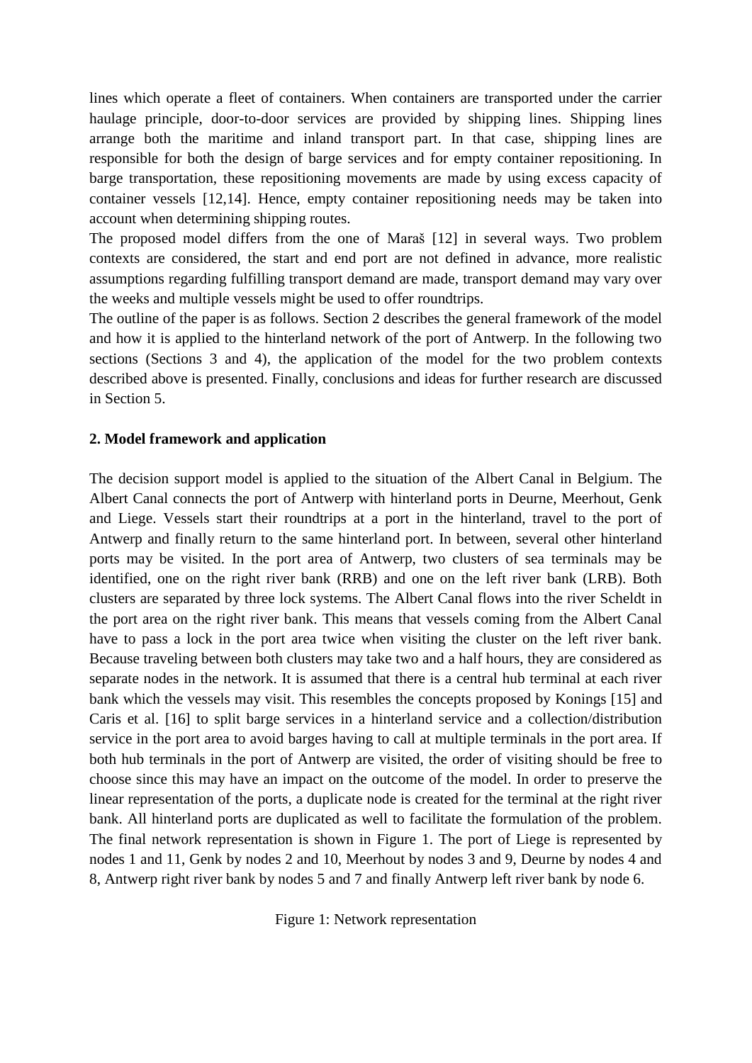lines which operate a fleet of containers. When containers are transported under the carrier haulage principle, door-to-door services are provided by shipping lines. Shipping lines arrange both the maritime and inland transport part. In that case, shipping lines are responsible for both the design of barge services and for empty container repositioning. In barge transportation, these repositioning movements are made by using excess capacity of container vessels [12,14]. Hence, empty container repositioning needs may be taken into account when determining shipping routes.

The proposed model differs from the one of Maraš [12] in several ways. Two problem contexts are considered, the start and end port are not defined in advance, more realistic assumptions regarding fulfilling transport demand are made, transport demand may vary over the weeks and multiple vessels might be used to offer roundtrips.

The outline of the paper is as follows. Section 2 describes the general framework of the model and how it is applied to the hinterland network of the port of Antwerp. In the following two sections (Sections 3 and 4), the application of the model for the two problem contexts described above is presented. Finally, conclusions and ideas for further research are discussed in Section 5.

## 2. Model framework and application

The decision support model is applied to the situation of the Albert Canal in Belgium. The Albert Canal connects the port of Antwerp with hinterland ports in Deurne, Meerhout, Genk and Liege. Vessels start their roundtrips at a port in the hinterland, travel to the port of Antwerp and finally return to the same hinterland port. In between, several other hinterland ports may be visited. In the port area of Antwerp, two clusters of sea terminals may be identified, one on the right river bank (RRB) and one on the left river bank (LRB). Both clusters are separated by three lock systems. The Albert Canal flows into the river Scheldt in the port area on the right river bank. This means that vessels coming from the Albert Canal have to pass a lock in the port area twice when visiting the cluster on the left river bank. Because traveling between both clusters may take two and a half hours, they are considered as separate nodes in the network. It is assumed that there is a central hub terminal at each river bank which the vessels may visit. This resembles the concepts proposed by Konings [15] and Caris et al. [16] to split barge services in a hinterland service and a collection/distribution service in the port area to avoid barges having to call at multiple terminals in the port area. If both hub terminals in the port of Antwerp are visited, the order of visiting should be free to choose since this may have an impact on the outcome of the model. In order to preserve the linear representation of the ports, a duplicate node is created for the terminal at the right river bank. All hinterland ports are duplicated as well to facilitate the formulation of the problem. The final network representation is shown in Figure 1. The port of Liege is represented by nodes 1 and 11, Genk by nodes 2 and 10, Meerhout by nodes 3 and 9, Deurne by nodes 4 and 8, Antwerp right river bank by nodes 5 and 7 and finally Antwerp left river bank by node 6.

Figure 1: Network representation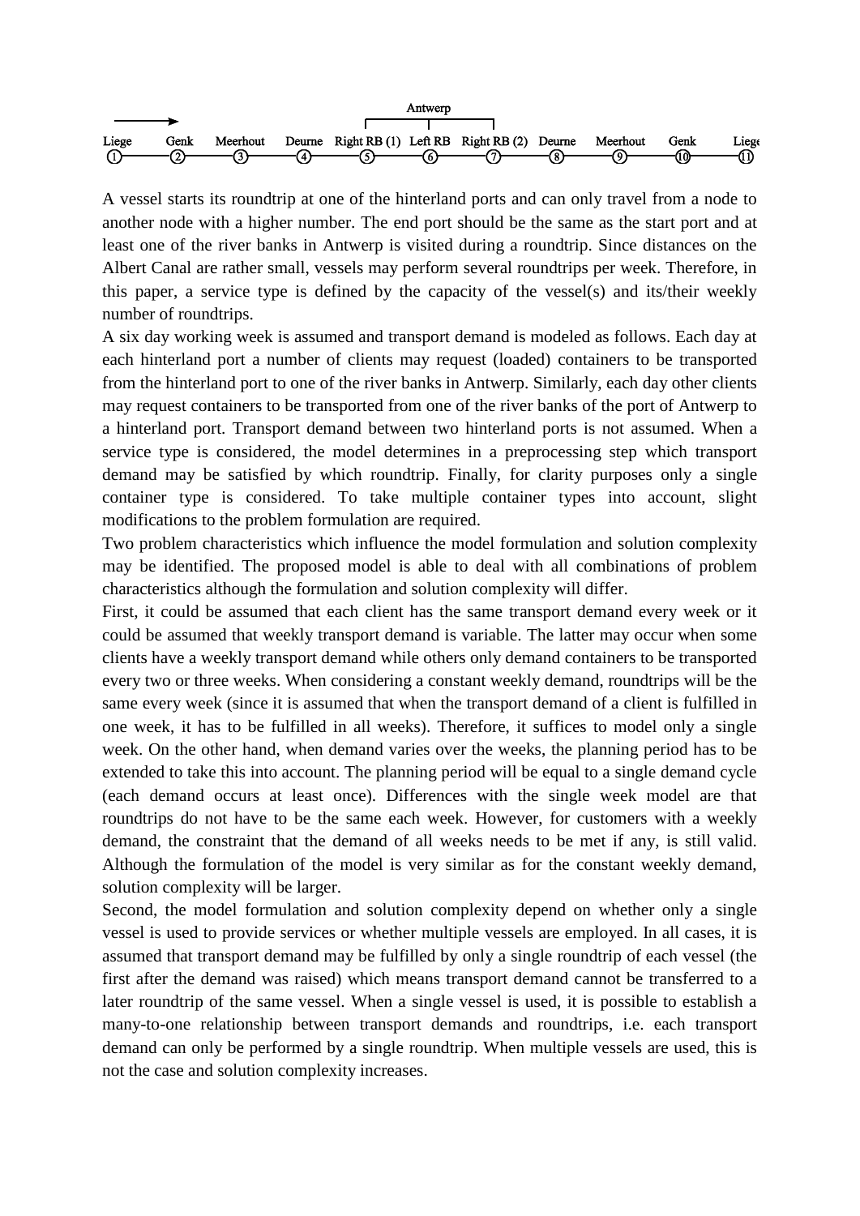Antwerp

Liege ① Genk ② Meerhout ③ Deurne ④ Right RB (1) ⑤ Left RB ⑥ Right RB (2) ⑦ Deurne ⑧ Meerhout ⑨ Genk ⑩ Liege ⑪

A vessel starts its roundtrip at one of the hinterland ports and can only travel from a node to another node with a higher number. The end port should be the same as the start port and at least one of the river banks in Antwerp is visited during a roundtrip. Since distances on the Albert Canal are rather small, vessels may perform several roundtrips per week. Therefore, in this paper, a service type is defined by the capacity of the vessel(s) and its/their weekly number of roundtrips.

A six day working week is assumed and transport demand is modeled as follows. Each day at each hinterland port a number of clients may request (loaded) containers to be transported from the hinterland port to one of the river banks in Antwerp. Similarly, each day other clients may request containers to be transported from one of the river banks of the port of Antwerp to a hinterland port. Transport demand between two hinterland ports is not assumed. When a service type is considered, the model determines in a preprocessing step which transport demand may be satisfied by which roundtrip. Finally, for clarity purposes only a single container type is considered. To take multiple container types into account, slight modifications to the problem formulation are required.

Two problem characteristics which influence the model formulation and solution complexity may be identified. The proposed model is able to deal with all combinations of problem characteristics although the formulation and solution complexity will differ.

First, it could be assumed that each client has the same transport demand every week or it could be assumed that weekly transport demand is variable. The latter may occur when some clients have a weekly transport demand while others only demand containers to be transported every two or three weeks. When considering a constant weekly demand, roundtrips will be the same every week (since it is assumed that when the transport demand of a client is fulfilled in one week, it has to be fulfilled in all weeks). Therefore, it suffices to model only a single week. On the other hand, when demand varies over the weeks, the planning period has to be extended to take this into account. The planning period will be equal to a single demand cycle (each demand occurs at least once). Differences with the single week model are that roundtrips do not have to be the same each week. However, for customers with a weekly demand, the constraint that the demand of all weeks needs to be met if any, is still valid. Although the formulation of the model is very similar as for the constant weekly demand, solution complexity will be larger.

Second, the model formulation and solution complexity depend on whether only a single vessel is used to provide services or whether multiple vessels are employed. In all cases, it is assumed that transport demand may be fulfilled by only a single roundtrip of each vessel (the first after the demand was raised) which means transport demand cannot be transferred to a later roundtrip of the same vessel. When a single vessel is used, it is possible to establish a many-to-one relationship between transport demands and roundtrips, i.e. each transport demand can only be performed by a single roundtrip. When multiple vessels are used, this is not the case and solution complexity increases.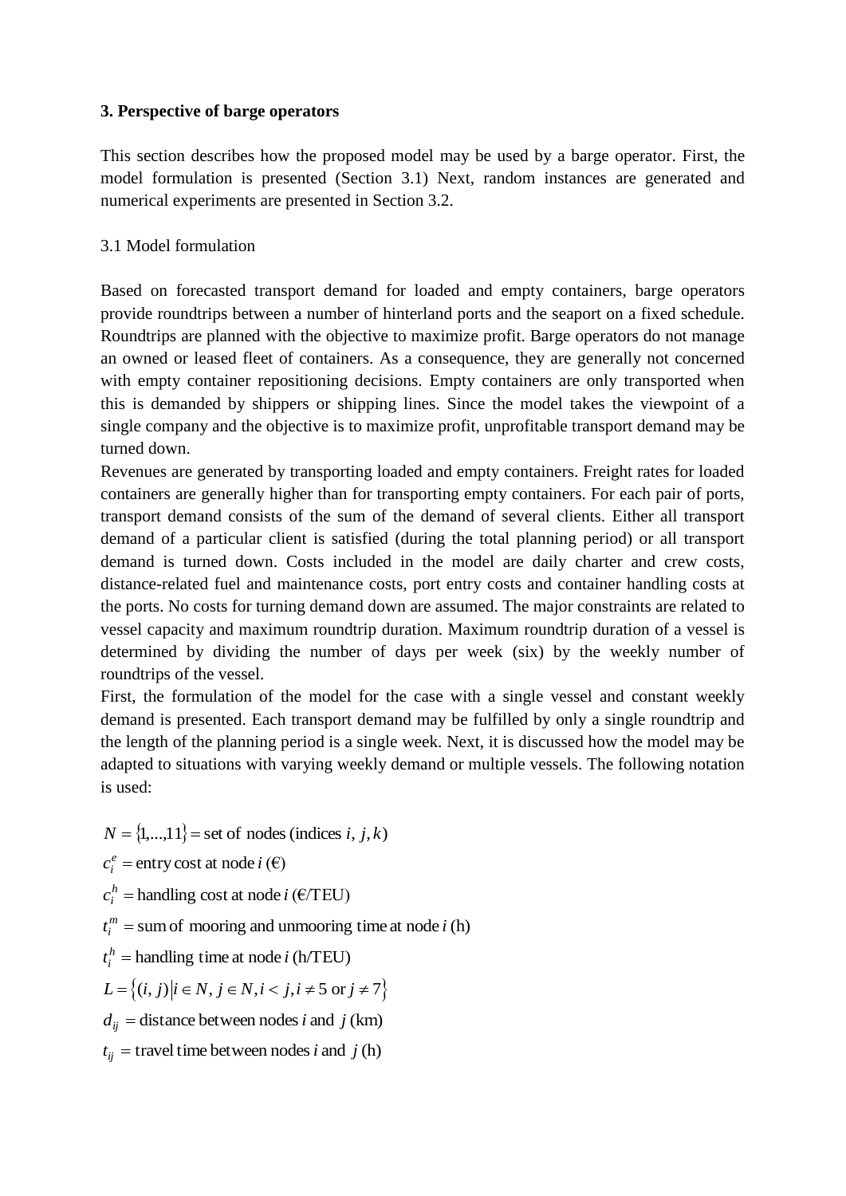## 3. Perspective of barge operators

This section describes how the proposed model may be used by a barge operator. First, the model formulation is presented (Section 3.1) Next, random instances are generated and numerical experiments are presented in Section 3.2.

### 3.1 Model formulation

Based on forecasted transport demand for loaded and empty containers, barge operators provide roundtrips between a number of hinterland ports and the seaport on a fixed schedule. Roundtrips are planned with the objective to maximize profit. Barge operators do not manage an owned or leased fleet of containers. As a consequence, they are generally not concerned with empty container repositioning decisions. Empty containers are only transported when this is demanded by shippers or shipping lines. Since the model takes the viewpoint of a single company and the objective is to maximize profit, unprofitable transport demand may be turned down.

Revenues are generated by transporting loaded and empty containers. Freight rates for loaded containers are generally higher than for transporting empty containers. For each pair of ports, transport demand consists of the sum of the demand of several clients. Either all transport demand of a particular client is satisfied (during the total planning period) or all transport demand is turned down. Costs included in the model are daily charter and crew costs, distance-related fuel and maintenance costs, port entry costs and container handling costs at the ports. No costs for turning demand down are assumed. The major constraints are related to vessel capacity and maximum roundtrip duration. Maximum roundtrip duration of a vessel is determined by dividing the number of days per week (six) by the weekly number of roundtrips of the vessel.

First, the formulation of the model for the case with a single vessel and constant weekly demand is presented. Each transport demand may be fulfilled by only a single roundtrip and the length of the planning period is a single week. Next, it is discussed how the model may be adapted to situations with varying weekly demand or multiple vessels. The following notation is used:

$N = \{1,...,11\} =$ set of nodes (indices $i, j, k$)

$c_i^e =$ entry cost at node $i$ (€)

$c_i^h =$ handling cost at node $i$ (€/TEU)

$t_i^m =$ sum of mooring and unmooring time at node $i$ (h)

$t_i^h =$ handling time at node $i$ (h/TEU)

$L = \{(i, j) | i \in N, j \in N, i < j, i \neq 5 \text{ or } j \neq 7\}$

$d_{ij} =$ distance between nodes $i$ and $j$ (km)

$t_{ij} =$ travel time between nodes $i$ and $j$ (h)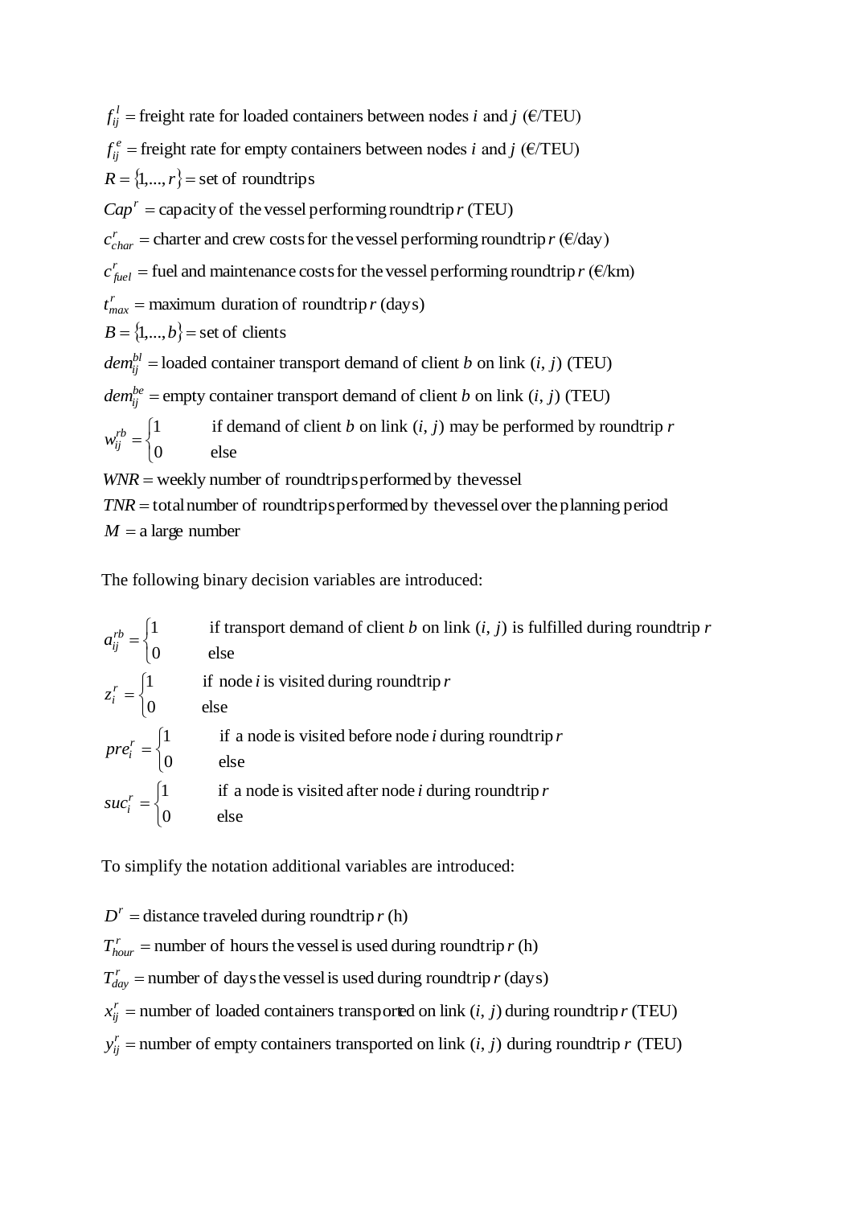$f_{ij}^{l}$ = freight rate for loaded containers between nodes $i$ and $j$ (€/TEU)

$f_{ij}^{e}$ = freight rate for empty containers between nodes $i$ and $j$ (€/TEU)

$R = \{1,...,r\}$ = set of roundtrips

$Cap^{r}$ = capacity of the vessel performing roundtrip $r$ (TEU)

$c_{char}^{r}$ = charter and crew costs for the vessel performing roundtrip $r$ (€/day)

$c_{fuel}^{r}$ = fuel and maintenance costs for the vessel performing roundtrip $r$ (€/km)

$t_{max}^{r}$ = maximum duration of roundtrip $r$ (days)

$B = \{1,...,b\}$ = set of clients

$dem_{ij}^{bl}$ = loaded container transport demand of client $b$ on link $(i, j)$ (TEU)

$dem_{ij}^{be}$ = empty container transport demand of client $b$ on link $(i, j)$ (TEU)

$$w_{ij}^{rb} = \begin{cases} 1 & \text{if demand of client } b \text{ on link } (i, j) \text{ may be performed by roundtrip } r \\ 0 & \text{else} \end{cases}$$

$WNR$ = weekly number of roundtrips performed by the vessel

$TNR$ = total number of roundtrips performed by the vessel over the planning period

$M$ = a large number

The following binary decision variables are introduced:

$$a_{ij}^{rb} = \begin{cases} 1 & \text{if transport demand of client } b \text{ on link } (i, j) \text{ is fulfilled during roundtrip } r \\ 0 & \text{else} \end{cases}$$

$$z_{i}^{r} = \begin{cases} 1 & \text{if node } i \text{ is visited during roundtrip } r \\ 0 & \text{else} \end{cases}$$

$$pre_{i}^{r} = \begin{cases} 1 & \text{if a node is visited before node } i \text{ during roundtrip } r \\ 0 & \text{else} \end{cases}$$

$$suc_{i}^{r} = \begin{cases} 1 & \text{if a node is visited after node } i \text{ during roundtrip } r \\ 0 & \text{else} \end{cases}$$

To simplify the notation additional variables are introduced:

$D^{r}$ = distance traveled during roundtrip $r$ (h)

$T_{hour}^{r}$ = number of hours the vessel is used during roundtrip $r$ (h)

$T_{day}^{r}$ = number of days the vessel is used during roundtrip $r$ (days)

$x_{ij}^{r}$ = number of loaded containers transported on link $(i, j)$ during roundtrip $r$ (TEU)

$y_{ij}^{r}$ = number of empty containers transported on link $(i, j)$ during roundtrip $r$ (TEU)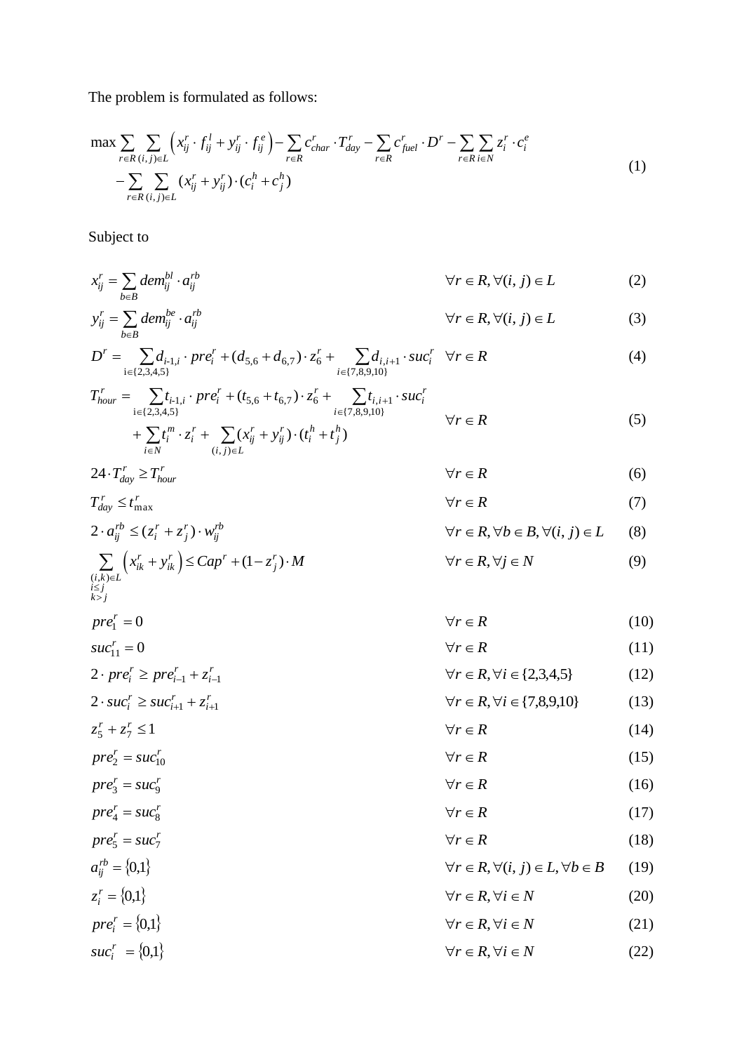The problem is formulated as follows:

$$
\max \sum_{r \in R} \sum_{(i,j) \in L} \left( x_{ij}^r \cdot f_{ij}^l + y_{ij}^r \cdot f_{ij}^e \right) - \sum_{r \in R} c_{char}^r \cdot T_{day}^r - \sum_{r \in R} c_{fuel}^r \cdot D^r - \sum_{r \in R} \sum_{i \in N} z_i^r \cdot c_i^e
$$
$$
- \sum_{r \in R} \sum_{(i,j) \in L} (x_{ij}^r + y_{ij}^r) \cdot (c_i^h + c_j^h) \tag{1}
$$

Subject to

$$x_{ij}^r = \sum_{b \in B} dem_{ij}^{bl} \cdot a_{ij}^{rb} \qquad \forall r \in R, \forall (i,j) \in L \tag{2}$$

$$y_{ij}^r = \sum_{b \in B} dem_{ij}^{be} \cdot a_{ij}^{rb} \qquad \forall r \in R, \forall (i,j) \in L \tag{3}$$

$$D^r = \sum_{i \in \{2,3,4,5\}} d_{i-1,i} \cdot pre_i^r + (d_{5,6} + d_{6,7}) \cdot z_6^r + \sum_{i \in \{7,8,9,10\}} d_{i,i+1} \cdot suc_i^r \qquad \forall r \in R \tag{4}$$

$$
T_{hour}^r = \sum_{i \in \{2,3,4,5\}} t_{i-1,i} \cdot pre_i^r + (t_{5,6} + t_{6,7}) \cdot z_6^r + \sum_{i \in \{7,8,9,10\}} t_{i,i+1} \cdot suc_i^r
$$
$$
+ \sum_{i \in N} t_i^m \cdot z_i^r + \sum_{(i,j) \in L} (x_{ij}^r + y_{ij}^r) \cdot (t_i^h + t_j^h) \qquad \forall r \in R \tag{5}
$$

$$24 \cdot T_{day}^r \geq T_{hour}^r \qquad \forall r \in R \tag{6}$$

$$T_{day}^r \leq t_{\max}^r \qquad \forall r \in R \tag{7}$$

$$2 \cdot a_{ij}^{rb} \leq (z_i^r + z_j^r) \cdot w_{ij}^{rb} \qquad \forall r \in R, \forall b \in B, \forall (i,j) \in L \tag{8}$$

$$\sum_{\substack{(i,k) \in L \\ i \leq j \\ k > j}} \left( x_{ik}^r + y_{ik}^r \right) \leq Cap^r + (1 - z_j^r) \cdot M \qquad \forall r \in R, \forall j \in N \tag{9}$$

$$pre_1^r = 0 \qquad \forall r \in R \tag{10}$$

$$suc_{11}^r = 0 \qquad \forall r \in R \tag{11}$$

$$2 \cdot pre_i^r \geq pre_{i-1}^r + z_{i-1}^r \qquad \forall r \in R, \forall i \in \{2,3,4,5\} \tag{12}$$

$$2 \cdot suc_i^r \geq suc_{i+1}^r + z_{i+1}^r \qquad \forall r \in R, \forall i \in \{7,8,9,10\} \tag{13}$$

$$z_5^r + z_7^r \leq 1 \qquad \forall r \in R \tag{14}$$

$$pre_2^r = suc_{10}^r \qquad \forall r \in R \tag{15}$$

$$pre_3^r = suc_9^r \qquad \forall r \in R \tag{16}$$

$$pre_4^r = suc_8^r \qquad \forall r \in R \tag{17}$$

$$pre_5^r = suc_7^r \qquad \forall r \in R \tag{18}$$

$$a_{ij}^{rb} = \{0,1\} \qquad \forall r \in R, \forall (i,j) \in L, \forall b \in B \tag{19}$$

$$z_i^r = \{0,1\} \qquad \forall r \in R, \forall i \in N \tag{20}$$

$$pre_i^r = \{0,1\} \qquad \forall r \in R, \forall i \in N \tag{21}$$

$$suc_i^r = \{0,1\} \qquad \forall r \in R, \forall i \in N \tag{22}$$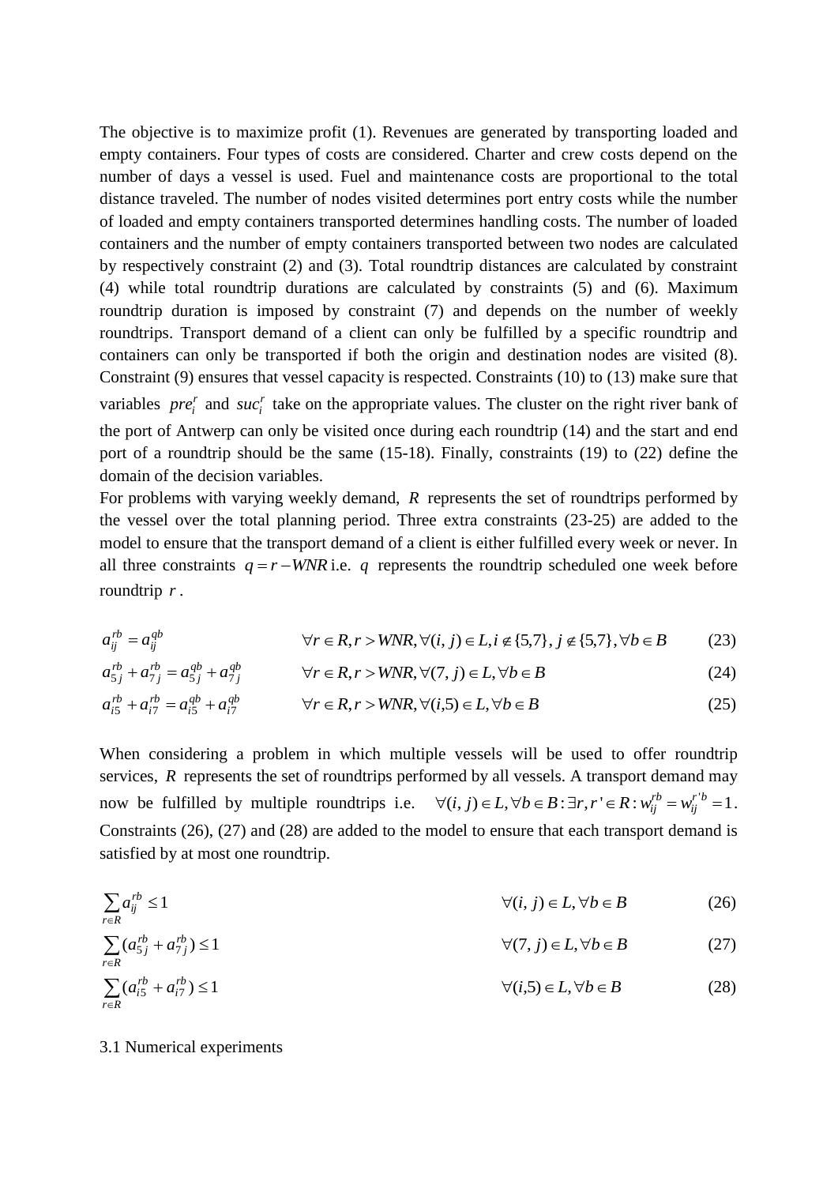The objective is to maximize profit (1). Revenues are generated by transporting loaded and empty containers. Four types of costs are considered. Charter and crew costs depend on the number of days a vessel is used. Fuel and maintenance costs are proportional to the total distance traveled. The number of nodes visited determines port entry costs while the number of loaded and empty containers transported determines handling costs. The number of loaded containers and the number of empty containers transported between two nodes are calculated by respectively constraint (2) and (3). Total roundtrip distances are calculated by constraint (4) while total roundtrip durations are calculated by constraints (5) and (6). Maximum roundtrip duration is imposed by constraint (7) and depends on the number of weekly roundtrips. Transport demand of a client can only be fulfilled by a specific roundtrip and containers can only be transported if both the origin and destination nodes are visited (8). Constraint (9) ensures that vessel capacity is respected. Constraints (10) to (13) make sure that variables $pre_i^r$ and $suc_i^r$ take on the appropriate values. The cluster on the right river bank of the port of Antwerp can only be visited once during each roundtrip (14) and the start and end port of a roundtrip should be the same (15-18). Finally, constraints (19) to (22) define the domain of the decision variables.

For problems with varying weekly demand, $R$ represents the set of roundtrips performed by the vessel over the total planning period. Three extra constraints (23-25) are added to the model to ensure that the transport demand of a client is either fulfilled every week or never. In all three constraints $q = r - WNR$ i.e. $q$ represents the roundtrip scheduled one week before roundtrip $r$.

$$a_{ij}^{rb} = a_{ij}^{qb} \qquad \forall r \in R, r > WNR, \forall (i,j) \in L, i \notin \{5,7\}, j \notin \{5,7\}, \forall b \in B \tag{23}$$

$$a_{5j}^{rb} + a_{7j}^{rb} = a_{5j}^{qb} + a_{7j}^{qb} \qquad \forall r \in R, r > WNR, \forall (7,j) \in L, \forall b \in B \tag{24}$$

$$a_{i5}^{rb} + a_{i7}^{rb} = a_{i5}^{qb} + a_{i7}^{qb} \qquad \forall r \in R, r > WNR, \forall (i,5) \in L, \forall b \in B \tag{25}$$

When considering a problem in which multiple vessels will be used to offer roundtrip services, $R$ represents the set of roundtrips performed by all vessels. A transport demand may now be fulfilled by multiple roundtrips i.e. $\forall (i,j) \in L, \forall b \in B : \exists r, r' \in R : w_{ij}^{rb} = w_{ij}^{r'b} = 1$. Constraints (26), (27) and (28) are added to the model to ensure that each transport demand is satisfied by at most one roundtrip.

$$\sum_{r \in R} a_{ij}^{rb} \leq 1 \qquad \forall (i,j) \in L, \forall b \in B \tag{26}$$

$$\sum_{r \in R} (a_{5j}^{rb} + a_{7j}^{rb}) \leq 1 \qquad \forall (7,j) \in L, \forall b \in B \tag{27}$$

$$\sum_{r \in R} (a_{i5}^{rb} + a_{i7}^{rb}) \leq 1 \qquad \forall (i,5) \in L, \forall b \in B \tag{28}$$

### 3.1 Numerical experiments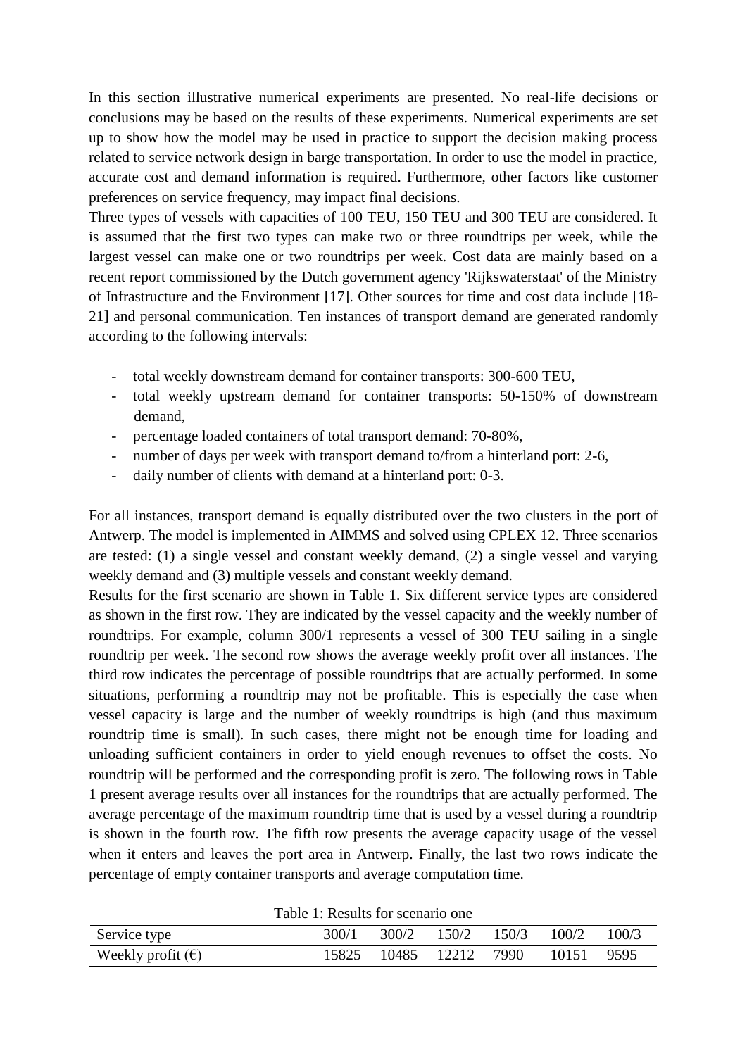In this section illustrative numerical experiments are presented. No real-life decisions or conclusions may be based on the results of these experiments. Numerical experiments are set up to show how the model may be used in practice to support the decision making process related to service network design in barge transportation. In order to use the model in practice, accurate cost and demand information is required. Furthermore, other factors like customer preferences on service frequency, may impact final decisions.

Three types of vessels with capacities of 100 TEU, 150 TEU and 300 TEU are considered. It is assumed that the first two types can make two or three roundtrips per week, while the largest vessel can make one or two roundtrips per week. Cost data are mainly based on a recent report commissioned by the Dutch government agency 'Rijkswaterstaat' of the Ministry of Infrastructure and the Environment [17]. Other sources for time and cost data include [18-21] and personal communication. Ten instances of transport demand are generated randomly according to the following intervals:

- total weekly downstream demand for container transports: 300-600 TEU,
- total weekly upstream demand for container transports: 50-150% of downstream demand,
- percentage loaded containers of total transport demand: 70-80%,
- number of days per week with transport demand to/from a hinterland port: 2-6,
- daily number of clients with demand at a hinterland port: 0-3.

For all instances, transport demand is equally distributed over the two clusters in the port of Antwerp. The model is implemented in AIMMS and solved using CPLEX 12. Three scenarios are tested: (1) a single vessel and constant weekly demand, (2) a single vessel and varying weekly demand and (3) multiple vessels and constant weekly demand.

Results for the first scenario are shown in Table 1. Six different service types are considered as shown in the first row. They are indicated by the vessel capacity and the weekly number of roundtrips. For example, column 300/1 represents a vessel of 300 TEU sailing in a single roundtrip per week. The second row shows the average weekly profit over all instances. The third row indicates the percentage of possible roundtrips that are actually performed. In some situations, performing a roundtrip may not be profitable. This is especially the case when vessel capacity is large and the number of weekly roundtrips is high (and thus maximum roundtrip time is small). In such cases, there might not be enough time for loading and unloading sufficient containers in order to yield enough revenues to offset the costs. No roundtrip will be performed and the corresponding profit is zero. The following rows in Table 1 present average results over all instances for the roundtrips that are actually performed. The average percentage of the maximum roundtrip time that is used by a vessel during a roundtrip is shown in the fourth row. The fifth row presents the average capacity usage of the vessel when it enters and leaves the port area in Antwerp. Finally, the last two rows indicate the percentage of empty container transports and average computation time.

Table 1: Results for scenario one

| Service type | 300/1 | 300/2 | 150/2 | 150/3 | 100/2 | 100/3 |
|---|---|---|---|---|---|---|
| Weekly profit (€) | 15825 | 10485 | 12212 | 7990 | 10151 | 9595 |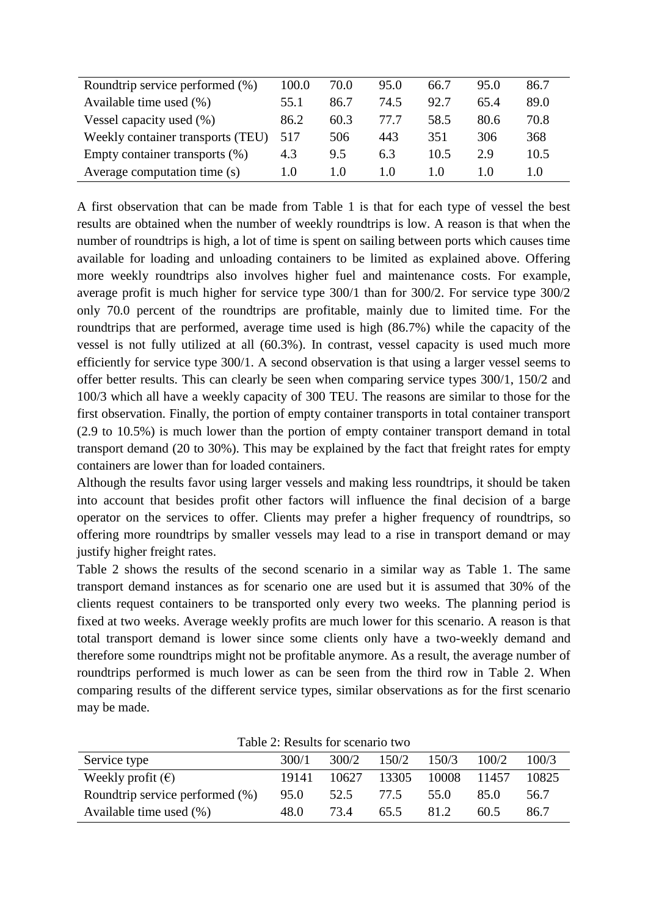| | | | | | | |
|---|---|---|---|---|---|---|
| Roundtrip service performed (%) | 100.0 | 70.0 | 95.0 | 66.7 | 95.0 | 86.7 |
| Available time used (%) | 55.1 | 86.7 | 74.5 | 92.7 | 65.4 | 89.0 |
| Vessel capacity used (%) | 86.2 | 60.3 | 77.7 | 58.5 | 80.6 | 70.8 |
| Weekly container transports (TEU) | 517 | 506 | 443 | 351 | 306 | 368 |
| Empty container transports (%) | 4.3 | 9.5 | 6.3 | 10.5 | 2.9 | 10.5 |
| Average computation time (s) | 1.0 | 1.0 | 1.0 | 1.0 | 1.0 | 1.0 |

A first observation that can be made from Table 1 is that for each type of vessel the best results are obtained when the number of weekly roundtrips is low. A reason is that when the number of roundtrips is high, a lot of time is spent on sailing between ports which causes time available for loading and unloading containers to be limited as explained above. Offering more weekly roundtrips also involves higher fuel and maintenance costs. For example, average profit is much higher for service type 300/1 than for 300/2. For service type 300/2 only 70.0 percent of the roundtrips are profitable, mainly due to limited time. For the roundtrips that are performed, average time used is high (86.7%) while the capacity of the vessel is not fully utilized at all (60.3%). In contrast, vessel capacity is used much more efficiently for service type 300/1. A second observation is that using a larger vessel seems to offer better results. This can clearly be seen when comparing service types 300/1, 150/2 and 100/3 which all have a weekly capacity of 300 TEU. The reasons are similar to those for the first observation. Finally, the portion of empty container transports in total container transport (2.9 to 10.5%) is much lower than the portion of empty container transport demand in total transport demand (20 to 30%). This may be explained by the fact that freight rates for empty containers are lower than for loaded containers.

Although the results favor using larger vessels and making less roundtrips, it should be taken into account that besides profit other factors will influence the final decision of a barge operator on the services to offer. Clients may prefer a higher frequency of roundtrips, so offering more roundtrips by smaller vessels may lead to a rise in transport demand or may justify higher freight rates.

Table 2 shows the results of the second scenario in a similar way as Table 1. The same transport demand instances as for scenario one are used but it is assumed that 30% of the clients request containers to be transported only every two weeks. The planning period is fixed at two weeks. Average weekly profits are much lower for this scenario. A reason is that total transport demand is lower since some clients only have a two-weekly demand and therefore some roundtrips might not be profitable anymore. As a result, the average number of roundtrips performed is much lower as can be seen from the third row in Table 2. When comparing results of the different service types, similar observations as for the first scenario may be made.

Table 2: Results for scenario two

| Service type | 300/1 | 300/2 | 150/2 | 150/3 | 100/2 | 100/3 |
|---|---|---|---|---|---|---|
| Weekly profit (€) | 19141 | 10627 | 13305 | 10008 | 11457 | 10825 |
| Roundtrip service performed (%) | 95.0 | 52.5 | 77.5 | 55.0 | 85.0 | 56.7 |
| Available time used (%) | 48.0 | 73.4 | 65.5 | 81.2 | 60.5 | 86.7 |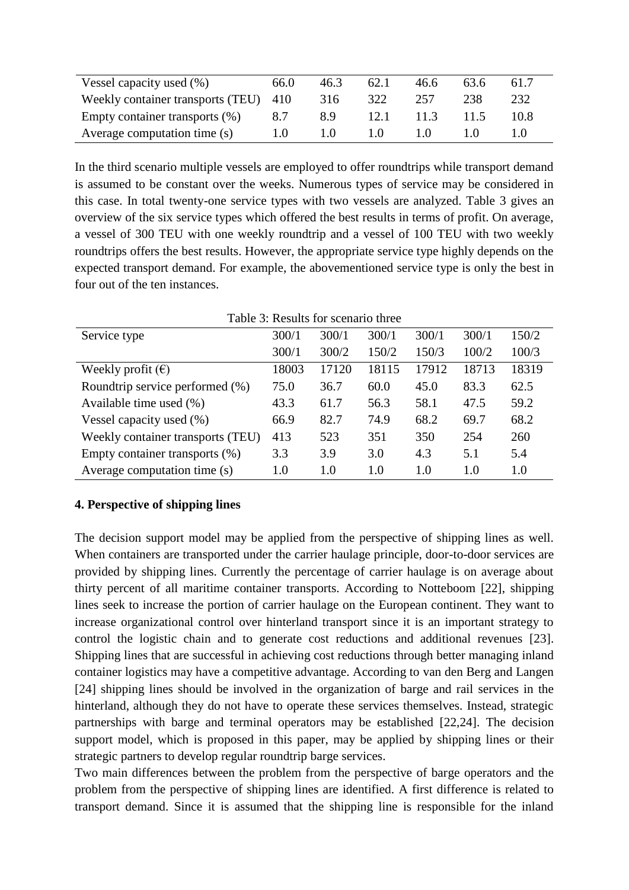| Vessel capacity used (%) | 66.0 | 46.3 | 62.1 | 46.6 | 63.6 | 61.7 |
|---|---|---|---|---|---|---|
| Weekly container transports (TEU) | 410 | 316 | 322 | 257 | 238 | 232 |
| Empty container transports (%) | 8.7 | 8.9 | 12.1 | 11.3 | 11.5 | 10.8 |
| Average computation time (s) | 1.0 | 1.0 | 1.0 | 1.0 | 1.0 | 1.0 |

In the third scenario multiple vessels are employed to offer roundtrips while transport demand is assumed to be constant over the weeks. Numerous types of service may be considered in this case. In total twenty-one service types with two vessels are analyzed. Table 3 gives an overview of the six service types which offered the best results in terms of profit. On average, a vessel of 300 TEU with one weekly roundtrip and a vessel of 100 TEU with two weekly roundtrips offers the best results. However, the appropriate service type highly depends on the expected transport demand. For example, the abovementioned service type is only the best in four out of the ten instances.

Table 3: Results for scenario three

| Service type | 300/1 300/1 | 300/1 300/2 | 300/1 150/2 | 300/1 150/3 | 300/1 100/2 | 150/2 100/3 |
|---|---|---|---|---|---|---|
| Weekly profit (€) | 18003 | 17120 | 18115 | 17912 | 18713 | 18319 |
| Roundtrip service performed (%) | 75.0 | 36.7 | 60.0 | 45.0 | 83.3 | 62.5 |
| Available time used (%) | 43.3 | 61.7 | 56.3 | 58.1 | 47.5 | 59.2 |
| Vessel capacity used (%) | 66.9 | 82.7 | 74.9 | 68.2 | 69.7 | 68.2 |
| Weekly container transports (TEU) | 413 | 523 | 351 | 350 | 254 | 260 |
| Empty container transports (%) | 3.3 | 3.9 | 3.0 | 4.3 | 5.1 | 5.4 |
| Average computation time (s) | 1.0 | 1.0 | 1.0 | 1.0 | 1.0 | 1.0 |

## 4. Perspective of shipping lines

The decision support model may be applied from the perspective of shipping lines as well. When containers are transported under the carrier haulage principle, door-to-door services are provided by shipping lines. Currently the percentage of carrier haulage is on average about thirty percent of all maritime container transports. According to Notteboom [22], shipping lines seek to increase the portion of carrier haulage on the European continent. They want to increase organizational control over hinterland transport since it is an important strategy to control the logistic chain and to generate cost reductions and additional revenues [23]. Shipping lines that are successful in achieving cost reductions through better managing inland container logistics may have a competitive advantage. According to van den Berg and Langen [24] shipping lines should be involved in the organization of barge and rail services in the hinterland, although they do not have to operate these services themselves. Instead, strategic partnerships with barge and terminal operators may be established [22,24]. The decision support model, which is proposed in this paper, may be applied by shipping lines or their strategic partners to develop regular roundtrip barge services.

Two main differences between the problem from the perspective of barge operators and the problem from the perspective of shipping lines are identified. A first difference is related to transport demand. Since it is assumed that the shipping line is responsible for the inland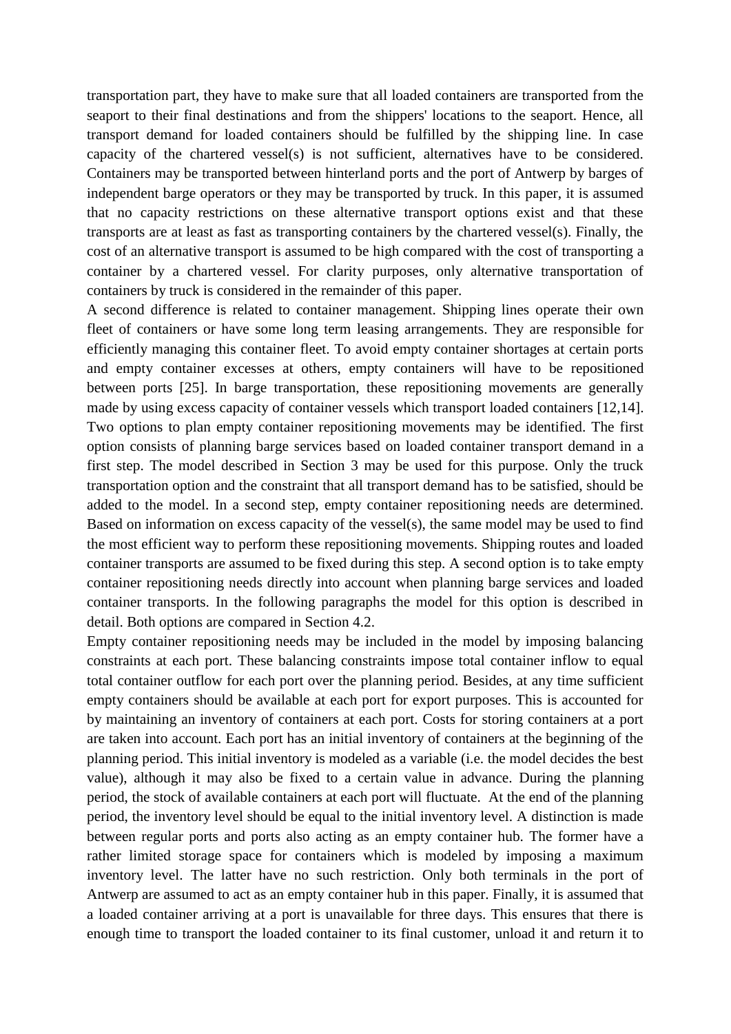transportation part, they have to make sure that all loaded containers are transported from the seaport to their final destinations and from the shippers' locations to the seaport. Hence, all transport demand for loaded containers should be fulfilled by the shipping line. In case capacity of the chartered vessel(s) is not sufficient, alternatives have to be considered. Containers may be transported between hinterland ports and the port of Antwerp by barges of independent barge operators or they may be transported by truck. In this paper, it is assumed that no capacity restrictions on these alternative transport options exist and that these transports are at least as fast as transporting containers by the chartered vessel(s). Finally, the cost of an alternative transport is assumed to be high compared with the cost of transporting a container by a chartered vessel. For clarity purposes, only alternative transportation of containers by truck is considered in the remainder of this paper.

A second difference is related to container management. Shipping lines operate their own fleet of containers or have some long term leasing arrangements. They are responsible for efficiently managing this container fleet. To avoid empty container shortages at certain ports and empty container excesses at others, empty containers will have to be repositioned between ports [25]. In barge transportation, these repositioning movements are generally made by using excess capacity of container vessels which transport loaded containers [12,14]. Two options to plan empty container repositioning movements may be identified. The first option consists of planning barge services based on loaded container transport demand in a first step. The model described in Section 3 may be used for this purpose. Only the truck transportation option and the constraint that all transport demand has to be satisfied, should be added to the model. In a second step, empty container repositioning needs are determined. Based on information on excess capacity of the vessel(s), the same model may be used to find the most efficient way to perform these repositioning movements. Shipping routes and loaded container transports are assumed to be fixed during this step. A second option is to take empty container repositioning needs directly into account when planning barge services and loaded container transports. In the following paragraphs the model for this option is described in detail. Both options are compared in Section 4.2.

Empty container repositioning needs may be included in the model by imposing balancing constraints at each port. These balancing constraints impose total container inflow to equal total container outflow for each port over the planning period. Besides, at any time sufficient empty containers should be available at each port for export purposes. This is accounted for by maintaining an inventory of containers at each port. Costs for storing containers at a port are taken into account. Each port has an initial inventory of containers at the beginning of the planning period. This initial inventory is modeled as a variable (i.e. the model decides the best value), although it may also be fixed to a certain value in advance. During the planning period, the stock of available containers at each port will fluctuate. At the end of the planning period, the inventory level should be equal to the initial inventory level. A distinction is made between regular ports and ports also acting as an empty container hub. The former have a rather limited storage space for containers which is modeled by imposing a maximum inventory level. The latter have no such restriction. Only both terminals in the port of Antwerp are assumed to act as an empty container hub in this paper. Finally, it is assumed that a loaded container arriving at a port is unavailable for three days. This ensures that there is enough time to transport the loaded container to its final customer, unload it and return it to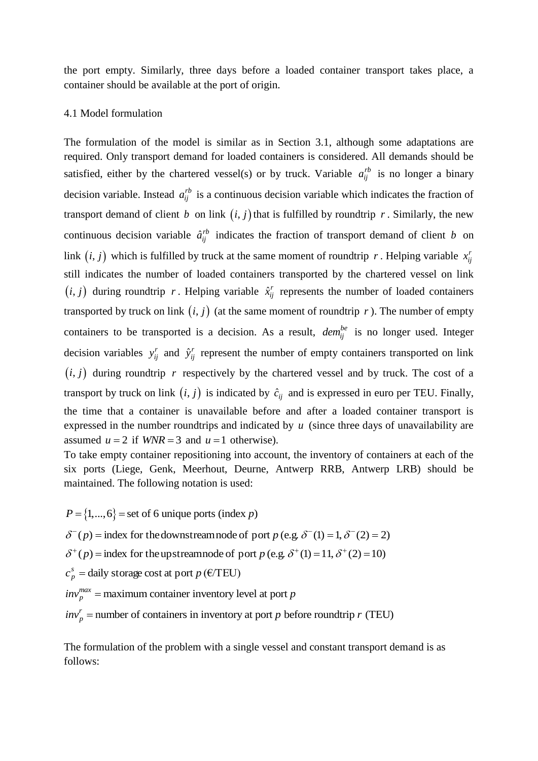the port empty. Similarly, three days before a loaded container transport takes place, a container should be available at the port of origin.

### 4.1 Model formulation

The formulation of the model is similar as in Section 3.1, although some adaptations are required. Only transport demand for loaded containers is considered. All demands should be satisfied, either by the chartered vessel(s) or by truck. Variable $a_{ij}^{rb}$ is no longer a binary decision variable. Instead $a_{ij}^{rb}$ is a continuous decision variable which indicates the fraction of transport demand of client $b$ on link $(i,j)$ that is fulfilled by roundtrip $r$. Similarly, the new continuous decision variable $\hat{a}_{ij}^{rb}$ indicates the fraction of transport demand of client $b$ on link $(i,j)$ which is fulfilled by truck at the same moment of roundtrip $r$. Helping variable $x_{ij}^{r}$ still indicates the number of loaded containers transported by the chartered vessel on link $(i,j)$ during roundtrip $r$. Helping variable $\hat{x}_{ij}^{r}$ represents the number of loaded containers transported by truck on link $(i,j)$ (at the same moment of roundtrip $r$). The number of empty containers to be transported is a decision. As a result, $dem_{ij}^{be}$ is no longer used. Integer decision variables $y_{ij}^{r}$ and $\hat{y}_{ij}^{r}$ represent the number of empty containers transported on link $(i,j)$ during roundtrip $r$ respectively by the chartered vessel and by truck. The cost of a transport by truck on link $(i,j)$ is indicated by $\hat{c}_{ij}$ and is expressed in euro per TEU. Finally, the time that a container is unavailable before and after a loaded container transport is expressed in the number roundtrips and indicated by $u$ (since three days of unavailability are assumed $u=2$ if $WNR=3$ and $u=1$ otherwise).

To take empty container repositioning into account, the inventory of containers at each of the six ports (Liege, Genk, Meerhout, Deurne, Antwerp RRB, Antwerp LRB) should be maintained. The following notation is used:

$P=\{1,...,6\}=$ set of 6 unique ports (index $p$)

$\delta^{-}(p)=$ index for the downstream node of port $p$ (e.g. $\delta^{-}(1)=1, \delta^{-}(2)=2$)

$\delta^{+}(p)=$ index for the upstream node of port $p$ (e.g. $\delta^{+}(1)=11, \delta^{+}(2)=10$)

$c_{p}^{s}=$ daily storage cost at port $p$ (€/TEU)

$inv_{p}^{max}=$ maximum container inventory level at port $p$

$inv_{p}^{r}=$ number of containers in inventory at port $p$ before roundtrip $r$ (TEU)

The formulation of the problem with a single vessel and constant transport demand is as follows: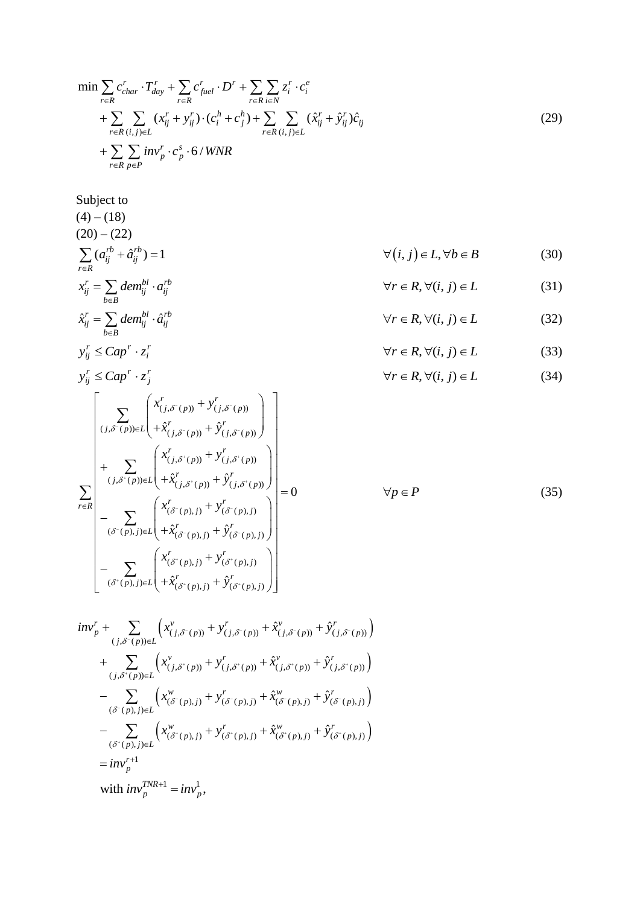$$
\begin{aligned}
\min \sum_{r\in R} c_{char}^{r} \cdot T_{day}^{r} + \sum_{r\in R} c_{fuel}^{r} \cdot D^{r} + \sum_{r\in R}\sum_{i\in N} z_i^r \cdot c_i^e \\
+ \sum_{r\in R}\sum_{(i,j)\in L} (x_{ij}^r + y_{ij}^r)\cdot(c_i^h + c_j^h) + \sum_{r\in R}\sum_{(i,j)\in L} (\hat{x}_{ij}^r + \hat{y}_{ij}^r)\hat{c}_{ij} \\
+ \sum_{r\in R}\sum_{p\in P} inv_p^r \cdot c_p^s \cdot 6 / WNR
\end{aligned} \tag{29}
$$

Subject to

(4) – (18)

(20) – (22)

$$
\sum_{r\in R} (a_{ij}^{rb} + \hat{a}_{ij}^{rb}) = 1 \qquad \forall (i,j) \in L, \forall b \in B \tag{30}
$$

$$
x_{ij}^r = \sum_{b\in B} dem_{ij}^{bl} \cdot a_{ij}^{rb} \qquad \forall r \in R, \forall (i,j) \in L \tag{31}
$$

$$
\hat{x}_{ij}^r = \sum_{b\in B} dem_{ij}^{bl} \cdot \hat{a}_{ij}^{rb} \qquad \forall r \in R, \forall (i,j) \in L \tag{32}
$$

$$
y_{ij}^r \le Cap^r \cdot z_i^r \qquad \forall r \in R, \forall (i,j) \in L \tag{33}
$$

$$
y_{ij}^r \le Cap^r \cdot z_j^r \qquad \forall r \in R, \forall (i,j) \in L \tag{34}
$$

$$
\sum_{r\in R}\left[
\begin{aligned}
&\sum_{(j,\delta^-(p))\in L}\left(\begin{aligned}&x_{(j,\delta^-(p))}^r + y_{(j,\delta^-(p))}^r\\ &+\hat{x}_{(j,\delta^-(p))}^r + \hat{y}_{(j,\delta^-(p))}^r\end{aligned}\right)\\
&+\sum_{(j,\delta^+(p))\in L}\left(\begin{aligned}&x_{(j,\delta^+(p))}^r + y_{(j,\delta^+(p))}^r\\ &+\hat{x}_{(j,\delta^+(p))}^r + \hat{y}_{(j,\delta^+(p))}^r\end{aligned}\right)\\
&-\sum_{(\delta^-(p),j)\in L}\left(\begin{aligned}&x_{(\delta^-(p),j)}^r + y_{(\delta^-(p),j)}^r\\ &+\hat{x}_{(\delta^-(p),j)}^r + \hat{y}_{(\delta^-(p),j)}^r\end{aligned}\right)\\
&-\sum_{(\delta^+(p),j)\in L}\left(\begin{aligned}&x_{(\delta^+(p),j)}^r + y_{(\delta^+(p),j)}^r\\ &+\hat{x}_{(\delta^+(p),j)}^r + \hat{y}_{(\delta^+(p),j)}^r\end{aligned}\right)
\end{aligned}
\right] = 0 \qquad \forall p \in P \tag{35}
$$

$$
\begin{aligned}
inv_p^r &+ \sum_{(j,\delta^-(p))\in L}\left(x_{(j,\delta^-(p))}^v + y_{(j,\delta^-(p))}^r + \hat{x}_{(j,\delta^-(p))}^v + \hat{y}_{(j,\delta^-(p))}^r\right)\\
&+ \sum_{(j,\delta^+(p))\in L}\left(x_{(j,\delta^+(p))}^v + y_{(j,\delta^+(p))}^r + \hat{x}_{(j,\delta^+(p))}^v + \hat{y}_{(j,\delta^+(p))}^r\right)\\
&- \sum_{(\delta^-(p),j)\in L}\left(x_{(\delta^-(p),j)}^w + y_{(\delta^-(p),j)}^r + \hat{x}_{(\delta^-(p),j)}^w + \hat{y}_{(\delta^-(p),j)}^r\right)\\
&- \sum_{(\delta^+(p),j)\in L}\left(x_{(\delta^+(p),j)}^w + y_{(\delta^+(p),j)}^r + \hat{x}_{(\delta^+(p),j)}^w + \hat{y}_{(\delta^+(p),j)}^r\right)\\
&= inv_p^{r+1}\\
&\text{with } inv_p^{TNR+1} = inv_p^1,
\end{aligned}
$$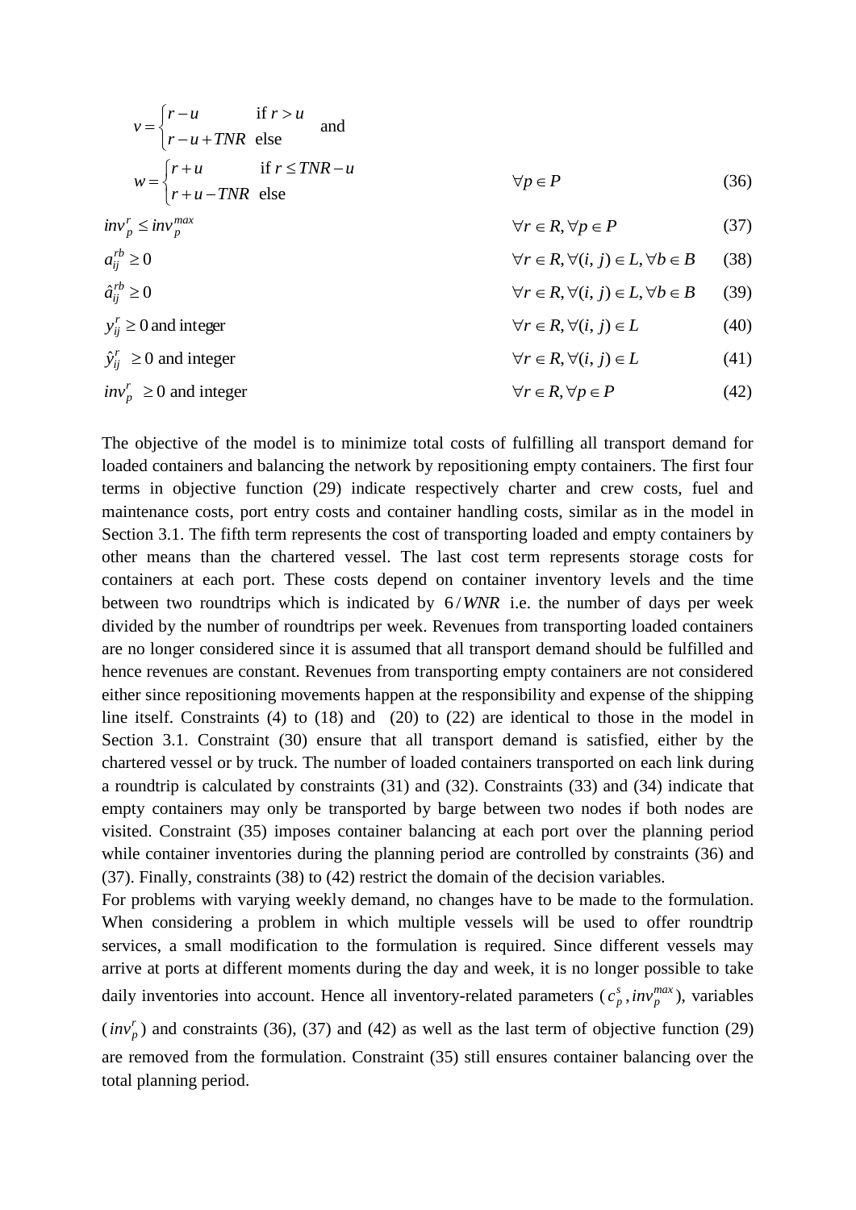$$v = \begin{cases} r - u & \text{if } r > u \\ r - u + TNR & \text{else} \end{cases} \quad \text{and}$$

$$w = \begin{cases} r + u & \text{if } r \leq TNR - u \\ r + u - TNR & \text{else} \end{cases} \qquad \forall p \in P \qquad (36)$$

$$inv_p^r \leq inv_p^{max} \qquad \forall r \in R, \forall p \in P \qquad (37)$$

$$a_{ij}^{rb} \geq 0 \qquad \forall r \in R, \forall (i,j) \in L, \forall b \in B \qquad (38)$$

$$\hat{a}_{ij}^{rb} \geq 0 \qquad \forall r \in R, \forall (i,j) \in L, \forall b \in B \qquad (39)$$

$$y_{ij}^r \geq 0 \text{ and integer} \qquad \forall r \in R, \forall (i,j) \in L \qquad (40)$$

$$\hat{y}_{ij}^r \geq 0 \text{ and integer} \qquad \forall r \in R, \forall (i,j) \in L \qquad (41)$$

$$inv_p^r \geq 0 \text{ and integer} \qquad \forall r \in R, \forall p \in P \qquad (42)$$

The objective of the model is to minimize total costs of fulfilling all transport demand for loaded containers and balancing the network by repositioning empty containers. The first four terms in objective function (29) indicate respectively charter and crew costs, fuel and maintenance costs, port entry costs and container handling costs, similar as in the model in Section 3.1. The fifth term represents the cost of transporting loaded and empty containers by other means than the chartered vessel. The last cost term represents storage costs for containers at each port. These costs depend on container inventory levels and the time between two roundtrips which is indicated by $6/WNR$ i.e. the number of days per week divided by the number of roundtrips per week. Revenues from transporting loaded containers are no longer considered since it is assumed that all transport demand should be fulfilled and hence revenues are constant. Revenues from transporting empty containers are not considered either since repositioning movements happen at the responsibility and expense of the shipping line itself. Constraints (4) to (18) and (20) to (22) are identical to those in the model in Section 3.1. Constraint (30) ensure that all transport demand is satisfied, either by the chartered vessel or by truck. The number of loaded containers transported on each link during a roundtrip is calculated by constraints (31) and (32). Constraints (33) and (34) indicate that empty containers may only be transported by barge between two nodes if both nodes are visited. Constraint (35) imposes container balancing at each port over the planning period while container inventories during the planning period are controlled by constraints (36) and (37). Finally, constraints (38) to (42) restrict the domain of the decision variables.

For problems with varying weekly demand, no changes have to be made to the formulation. When considering a problem in which multiple vessels will be used to offer roundtrip services, a small modification to the formulation is required. Since different vessels may arrive at ports at different moments during the day and week, it is no longer possible to take daily inventories into account. Hence all inventory-related parameters ($c_p^s, inv_p^{max}$), variables ($inv_p^r$) and constraints (36), (37) and (42) as well as the last term of objective function (29) are removed from the formulation. Constraint (35) still ensures container balancing over the total planning period.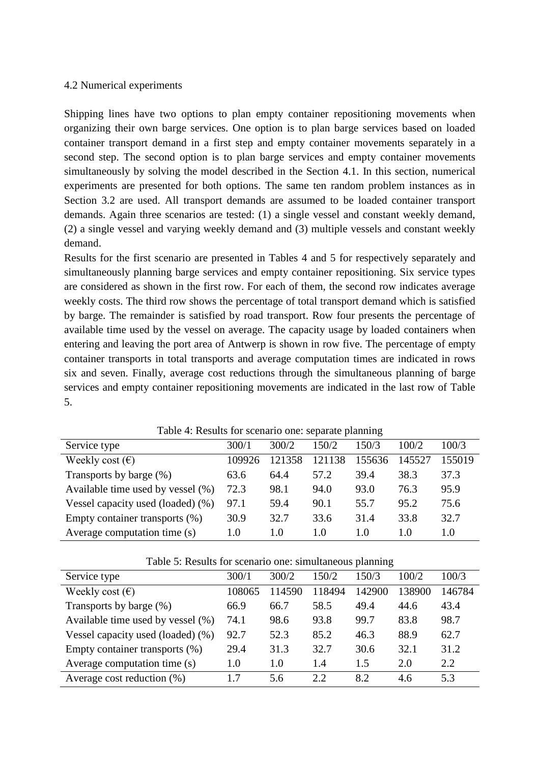## 4.2 Numerical experiments

Shipping lines have two options to plan empty container repositioning movements when organizing their own barge services. One option is to plan barge services based on loaded container transport demand in a first step and empty container movements separately in a second step. The second option is to plan barge services and empty container movements simultaneously by solving the model described in the Section 4.1. In this section, numerical experiments are presented for both options. The same ten random problem instances as in Section 3.2 are used. All transport demands are assumed to be loaded container transport demands. Again three scenarios are tested: (1) a single vessel and constant weekly demand, (2) a single vessel and varying weekly demand and (3) multiple vessels and constant weekly demand.

Results for the first scenario are presented in Tables 4 and 5 for respectively separately and simultaneously planning barge services and empty container repositioning. Six service types are considered as shown in the first row. For each of them, the second row indicates average weekly costs. The third row shows the percentage of total transport demand which is satisfied by barge. The remainder is satisfied by road transport. Row four presents the percentage of available time used by the vessel on average. The capacity usage by loaded containers when entering and leaving the port area of Antwerp is shown in row five. The percentage of empty container transports in total transports and average computation times are indicated in rows six and seven. Finally, average cost reductions through the simultaneous planning of barge services and empty container repositioning movements are indicated in the last row of Table 5.

Table 4: Results for scenario one: separate planning

| Service type | 300/1 | 300/2 | 150/2 | 150/3 | 100/2 | 100/3 |
|---|---|---|---|---|---|---|
| Weekly cost (€) | 109926 | 121358 | 121138 | 155636 | 145527 | 155019 |
| Transports by barge (%) | 63.6 | 64.4 | 57.2 | 39.4 | 38.3 | 37.3 |
| Available time used by vessel (%) | 72.3 | 98.1 | 94.0 | 93.0 | 76.3 | 95.9 |
| Vessel capacity used (loaded) (%) | 97.1 | 59.4 | 90.1 | 55.7 | 95.2 | 75.6 |
| Empty container transports (%) | 30.9 | 32.7 | 33.6 | 31.4 | 33.8 | 32.7 |
| Average computation time (s) | 1.0 | 1.0 | 1.0 | 1.0 | 1.0 | 1.0 |

Table 5: Results for scenario one: simultaneous planning

| Service type | 300/1 | 300/2 | 150/2 | 150/3 | 100/2 | 100/3 |
|---|---|---|---|---|---|---|
| Weekly cost (€) | 108065 | 114590 | 118494 | 142900 | 138900 | 146784 |
| Transports by barge (%) | 66.9 | 66.7 | 58.5 | 49.4 | 44.6 | 43.4 |
| Available time used by vessel (%) | 74.1 | 98.6 | 93.8 | 99.7 | 83.8 | 98.7 |
| Vessel capacity used (loaded) (%) | 92.7 | 52.3 | 85.2 | 46.3 | 88.9 | 62.7 |
| Empty container transports (%) | 29.4 | 31.3 | 32.7 | 30.6 | 32.1 | 31.2 |
| Average computation time (s) | 1.0 | 1.0 | 1.4 | 1.5 | 2.0 | 2.2 |
| Average cost reduction (%) | 1.7 | 5.6 | 2.2 | 8.2 | 4.6 | 5.3 |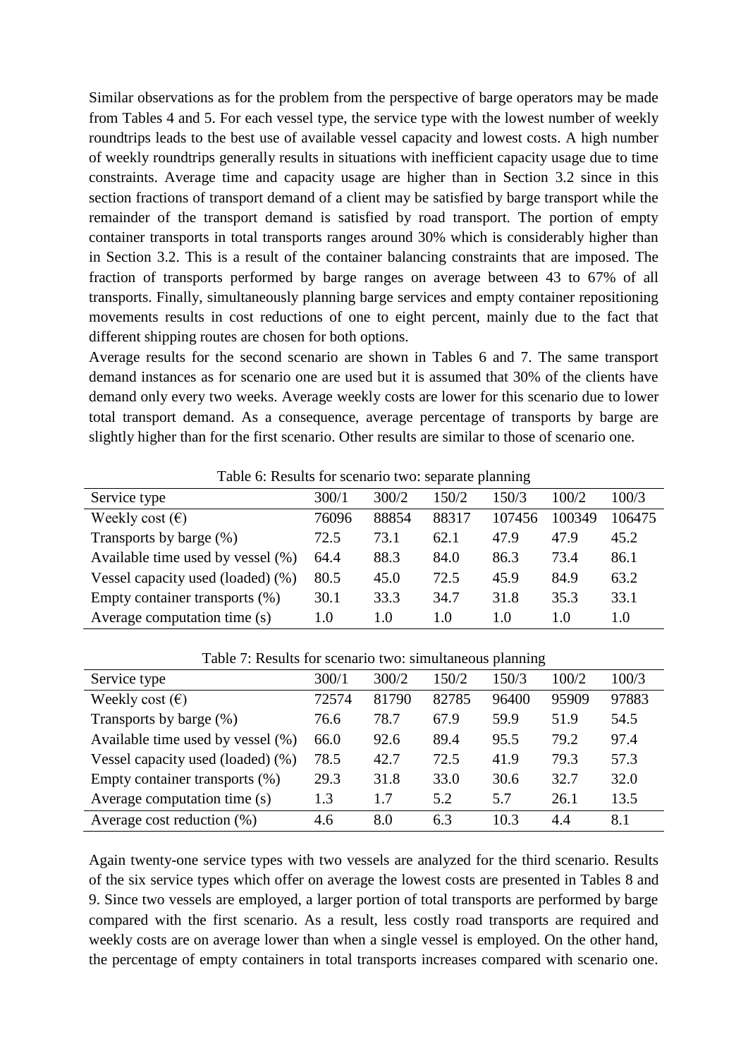Similar observations as for the problem from the perspective of barge operators may be made from Tables 4 and 5. For each vessel type, the service type with the lowest number of weekly roundtrips leads to the best use of available vessel capacity and lowest costs. A high number of weekly roundtrips generally results in situations with inefficient capacity usage due to time constraints. Average time and capacity usage are higher than in Section 3.2 since in this section fractions of transport demand of a client may be satisfied by barge transport while the remainder of the transport demand is satisfied by road transport. The portion of empty container transports in total transports ranges around 30% which is considerably higher than in Section 3.2. This is a result of the container balancing constraints that are imposed. The fraction of transports performed by barge ranges on average between 43 to 67% of all transports. Finally, simultaneously planning barge services and empty container repositioning movements results in cost reductions of one to eight percent, mainly due to the fact that different shipping routes are chosen for both options.

Average results for the second scenario are shown in Tables 6 and 7. The same transport demand instances as for scenario one are used but it is assumed that 30% of the clients have demand only every two weeks. Average weekly costs are lower for this scenario due to lower total transport demand. As a consequence, average percentage of transports by barge are slightly higher than for the first scenario. Other results are similar to those of scenario one.

Table 6: Results for scenario two: separate planning

| Service type | 300/1 | 300/2 | 150/2 | 150/3 | 100/2 | 100/3 |
|---|---|---|---|---|---|---|
| Weekly cost (€) | 76096 | 88854 | 88317 | 107456 | 100349 | 106475 |
| Transports by barge (%) | 72.5 | 73.1 | 62.1 | 47.9 | 47.9 | 45.2 |
| Available time used by vessel (%) | 64.4 | 88.3 | 84.0 | 86.3 | 73.4 | 86.1 |
| Vessel capacity used (loaded) (%) | 80.5 | 45.0 | 72.5 | 45.9 | 84.9 | 63.2 |
| Empty container transports (%) | 30.1 | 33.3 | 34.7 | 31.8 | 35.3 | 33.1 |
| Average computation time (s) | 1.0 | 1.0 | 1.0 | 1.0 | 1.0 | 1.0 |

Table 7: Results for scenario two: simultaneous planning

| Service type | 300/1 | 300/2 | 150/2 | 150/3 | 100/2 | 100/3 |
|---|---|---|---|---|---|---|
| Weekly cost (€) | 72574 | 81790 | 82785 | 96400 | 95909 | 97883 |
| Transports by barge (%) | 76.6 | 78.7 | 67.9 | 59.9 | 51.9 | 54.5 |
| Available time used by vessel (%) | 66.0 | 92.6 | 89.4 | 95.5 | 79.2 | 97.4 |
| Vessel capacity used (loaded) (%) | 78.5 | 42.7 | 72.5 | 41.9 | 79.3 | 57.3 |
| Empty container transports (%) | 29.3 | 31.8 | 33.0 | 30.6 | 32.7 | 32.0 |
| Average computation time (s) | 1.3 | 1.7 | 5.2 | 5.7 | 26.1 | 13.5 |
| Average cost reduction (%) | 4.6 | 8.0 | 6.3 | 10.3 | 4.4 | 8.1 |

Again twenty-one service types with two vessels are analyzed for the third scenario. Results of the six service types which offer on average the lowest costs are presented in Tables 8 and 9. Since two vessels are employed, a larger portion of total transports are performed by barge compared with the first scenario. As a result, less costly road transports are required and weekly costs are on average lower than when a single vessel is employed. On the other hand, the percentage of empty containers in total transports increases compared with scenario one.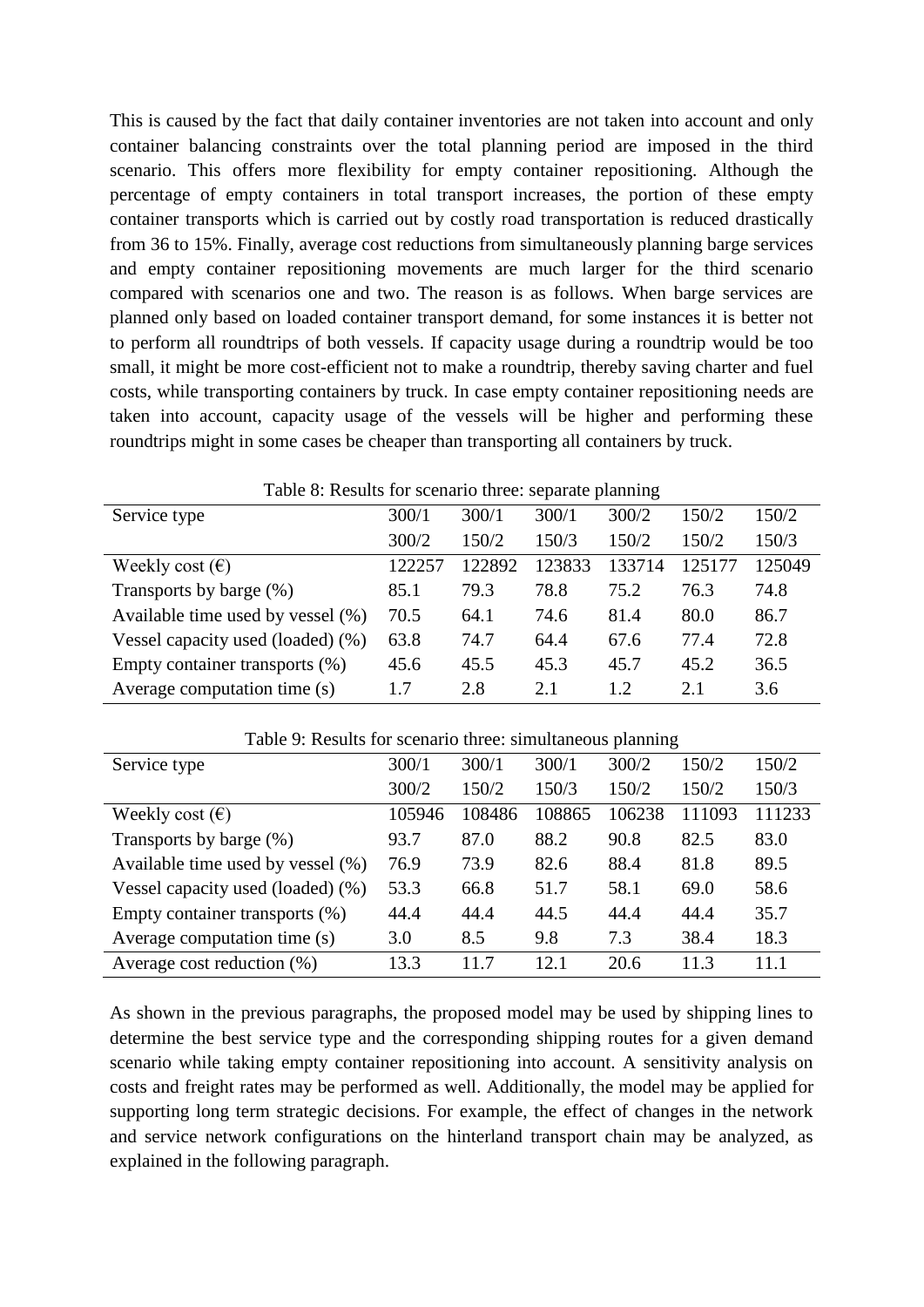This is caused by the fact that daily container inventories are not taken into account and only container balancing constraints over the total planning period are imposed in the third scenario. This offers more flexibility for empty container repositioning. Although the percentage of empty containers in total transport increases, the portion of these empty container transports which is carried out by costly road transportation is reduced drastically from 36 to 15%. Finally, average cost reductions from simultaneously planning barge services and empty container repositioning movements are much larger for the third scenario compared with scenarios one and two. The reason is as follows. When barge services are planned only based on loaded container transport demand, for some instances it is better not to perform all roundtrips of both vessels. If capacity usage during a roundtrip would be too small, it might be more cost-efficient not to make a roundtrip, thereby saving charter and fuel costs, while transporting containers by truck. In case empty container repositioning needs are taken into account, capacity usage of the vessels will be higher and performing these roundtrips might in some cases be cheaper than transporting all containers by truck.

Table 8: Results for scenario three: separate planning

| Service type | 300/1 | 300/1 | 300/1 | 300/2 | 150/2 | 150/2 |
|---|---|---|---|---|---|---|
| | 300/2 | 150/2 | 150/3 | 150/2 | 150/2 | 150/3 |
| Weekly cost (€) | 122257 | 122892 | 123833 | 133714 | 125177 | 125049 |
| Transports by barge (%) | 85.1 | 79.3 | 78.8 | 75.2 | 76.3 | 74.8 |
| Available time used by vessel (%) | 70.5 | 64.1 | 74.6 | 81.4 | 80.0 | 86.7 |
| Vessel capacity used (loaded) (%) | 63.8 | 74.7 | 64.4 | 67.6 | 77.4 | 72.8 |
| Empty container transports (%) | 45.6 | 45.5 | 45.3 | 45.7 | 45.2 | 36.5 |
| Average computation time (s) | 1.7 | 2.8 | 2.1 | 1.2 | 2.1 | 3.6 |

Table 9: Results for scenario three: simultaneous planning

| Service type | 300/1 | 300/1 | 300/1 | 300/2 | 150/2 | 150/2 |
|---|---|---|---|---|---|---|
| | 300/2 | 150/2 | 150/3 | 150/2 | 150/2 | 150/3 |
| Weekly cost (€) | 105946 | 108486 | 108865 | 106238 | 111093 | 111233 |
| Transports by barge (%) | 93.7 | 87.0 | 88.2 | 90.8 | 82.5 | 83.0 |
| Available time used by vessel (%) | 76.9 | 73.9 | 82.6 | 88.4 | 81.8 | 89.5 |
| Vessel capacity used (loaded) (%) | 53.3 | 66.8 | 51.7 | 58.1 | 69.0 | 58.6 |
| Empty container transports (%) | 44.4 | 44.4 | 44.5 | 44.4 | 44.4 | 35.7 |
| Average computation time (s) | 3.0 | 8.5 | 9.8 | 7.3 | 38.4 | 18.3 |
| Average cost reduction (%) | 13.3 | 11.7 | 12.1 | 20.6 | 11.3 | 11.1 |

As shown in the previous paragraphs, the proposed model may be used by shipping lines to determine the best service type and the corresponding shipping routes for a given demand scenario while taking empty container repositioning into account. A sensitivity analysis on costs and freight rates may be performed as well. Additionally, the model may be applied for supporting long term strategic decisions. For example, the effect of changes in the network and service network configurations on the hinterland transport chain may be analyzed, as explained in the following paragraph.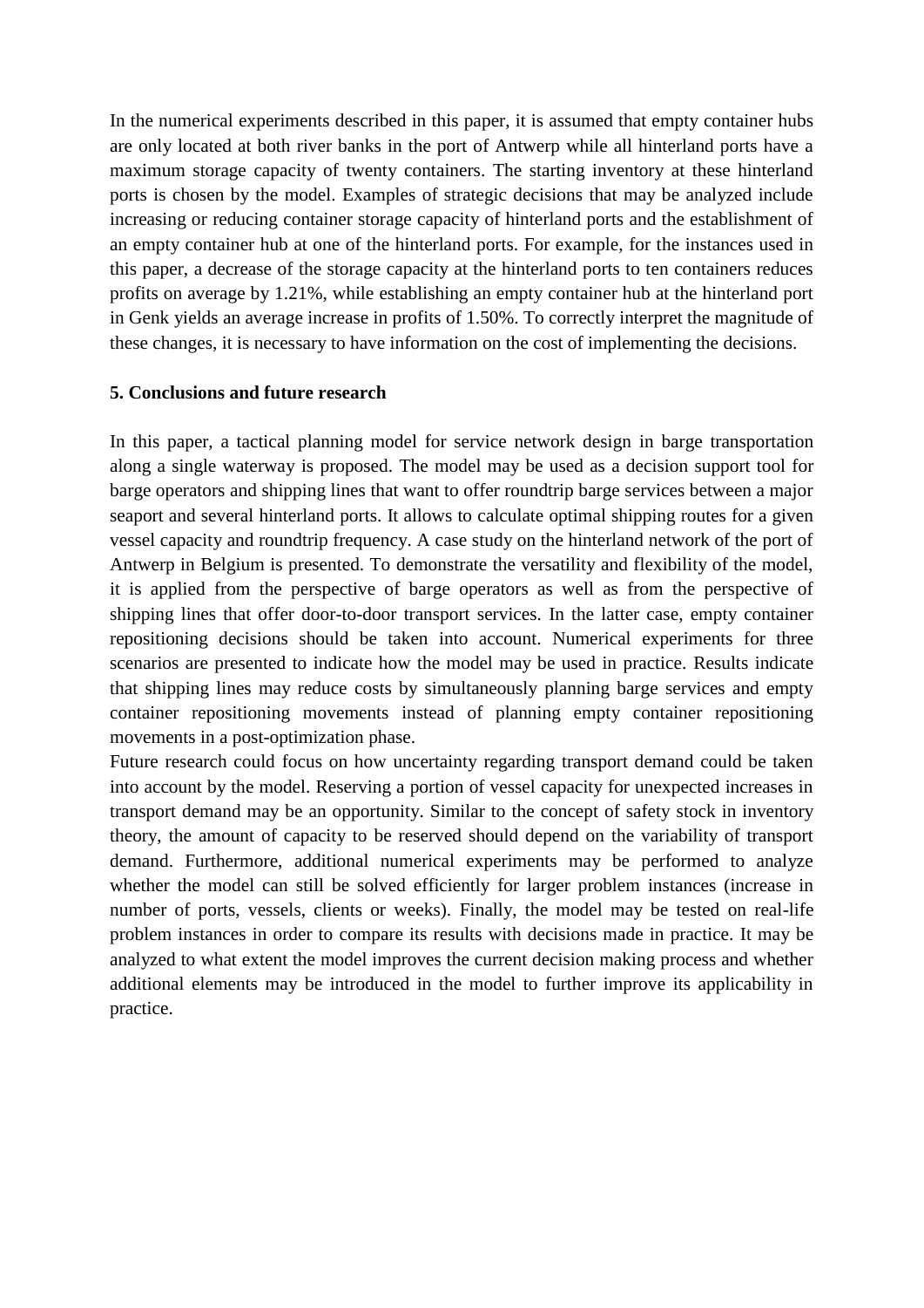In the numerical experiments described in this paper, it is assumed that empty container hubs are only located at both river banks in the port of Antwerp while all hinterland ports have a maximum storage capacity of twenty containers. The starting inventory at these hinterland ports is chosen by the model. Examples of strategic decisions that may be analyzed include increasing or reducing container storage capacity of hinterland ports and the establishment of an empty container hub at one of the hinterland ports. For example, for the instances used in this paper, a decrease of the storage capacity at the hinterland ports to ten containers reduces profits on average by 1.21%, while establishing an empty container hub at the hinterland port in Genk yields an average increase in profits of 1.50%. To correctly interpret the magnitude of these changes, it is necessary to have information on the cost of implementing the decisions.

## 5. Conclusions and future research

In this paper, a tactical planning model for service network design in barge transportation along a single waterway is proposed. The model may be used as a decision support tool for barge operators and shipping lines that want to offer roundtrip barge services between a major seaport and several hinterland ports. It allows to calculate optimal shipping routes for a given vessel capacity and roundtrip frequency. A case study on the hinterland network of the port of Antwerp in Belgium is presented. To demonstrate the versatility and flexibility of the model, it is applied from the perspective of barge operators as well as from the perspective of shipping lines that offer door-to-door transport services. In the latter case, empty container repositioning decisions should be taken into account. Numerical experiments for three scenarios are presented to indicate how the model may be used in practice. Results indicate that shipping lines may reduce costs by simultaneously planning barge services and empty container repositioning movements instead of planning empty container repositioning movements in a post-optimization phase.

Future research could focus on how uncertainty regarding transport demand could be taken into account by the model. Reserving a portion of vessel capacity for unexpected increases in transport demand may be an opportunity. Similar to the concept of safety stock in inventory theory, the amount of capacity to be reserved should depend on the variability of transport demand. Furthermore, additional numerical experiments may be performed to analyze whether the model can still be solved efficiently for larger problem instances (increase in number of ports, vessels, clients or weeks). Finally, the model may be tested on real-life problem instances in order to compare its results with decisions made in practice. It may be analyzed to what extent the model improves the current decision making process and whether additional elements may be introduced in the model to further improve its applicability in practice.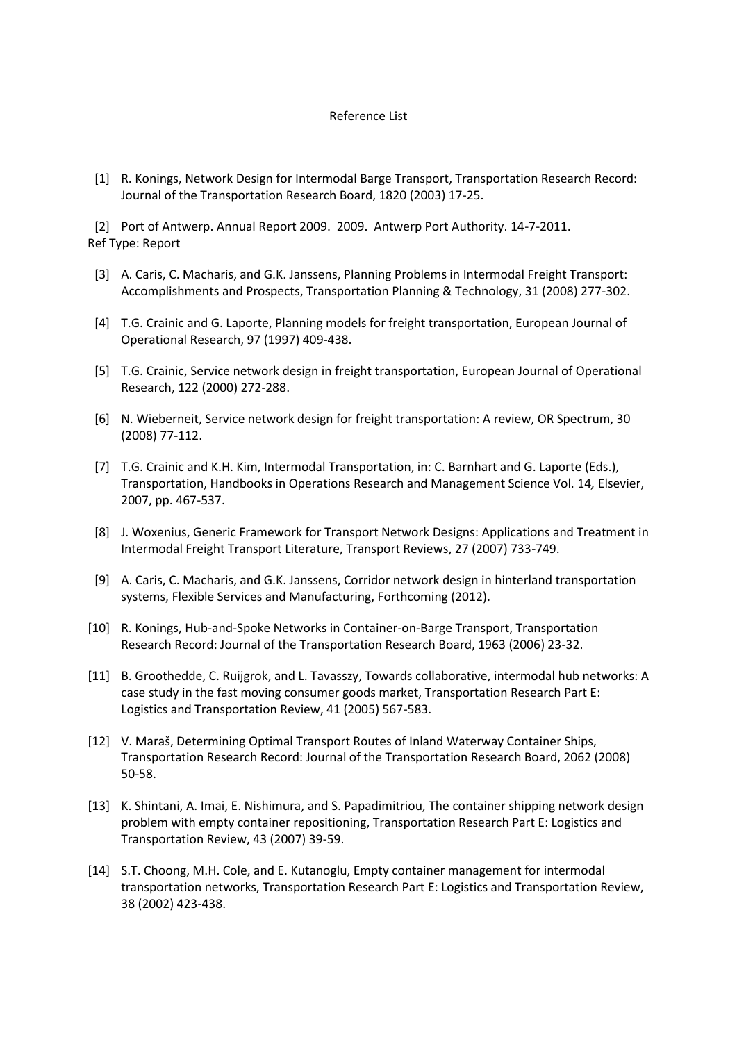# Reference List

[1] R. Konings, Network Design for Intermodal Barge Transport, Transportation Research Record: Journal of the Transportation Research Board, 1820 (2003) 17-25.

[2] Port of Antwerp. Annual Report 2009. 2009. Antwerp Port Authority. 14-7-2011.
Ref Type: Report

[3] A. Caris, C. Macharis, and G.K. Janssens, Planning Problems in Intermodal Freight Transport: Accomplishments and Prospects, Transportation Planning & Technology, 31 (2008) 277-302.

[4] T.G. Crainic and G. Laporte, Planning models for freight transportation, European Journal of Operational Research, 97 (1997) 409-438.

[5] T.G. Crainic, Service network design in freight transportation, European Journal of Operational Research, 122 (2000) 272-288.

[6] N. Wieberneit, Service network design for freight transportation: A review, OR Spectrum, 30 (2008) 77-112.

[7] T.G. Crainic and K.H. Kim, Intermodal Transportation, in: C. Barnhart and G. Laporte (Eds.), Transportation, Handbooks in Operations Research and Management Science Vol. 14*,* Elsevier, 2007, pp. 467-537.

[8] J. Woxenius, Generic Framework for Transport Network Designs: Applications and Treatment in Intermodal Freight Transport Literature, Transport Reviews, 27 (2007) 733-749.

[9] A. Caris, C. Macharis, and G.K. Janssens, Corridor network design in hinterland transportation systems, Flexible Services and Manufacturing, Forthcoming (2012).

[10] R. Konings, Hub-and-Spoke Networks in Container-on-Barge Transport, Transportation Research Record: Journal of the Transportation Research Board, 1963 (2006) 23-32.

[11] B. Groothedde, C. Ruijgrok, and L. Tavasszy, Towards collaborative, intermodal hub networks: A case study in the fast moving consumer goods market, Transportation Research Part E: Logistics and Transportation Review, 41 (2005) 567-583.

[12] V. Maraš, Determining Optimal Transport Routes of Inland Waterway Container Ships, Transportation Research Record: Journal of the Transportation Research Board, 2062 (2008) 50-58.

[13] K. Shintani, A. Imai, E. Nishimura, and S. Papadimitriou, The container shipping network design problem with empty container repositioning, Transportation Research Part E: Logistics and Transportation Review, 43 (2007) 39-59.

[14] S.T. Choong, M.H. Cole, and E. Kutanoglu, Empty container management for intermodal transportation networks, Transportation Research Part E: Logistics and Transportation Review, 38 (2002) 423-438.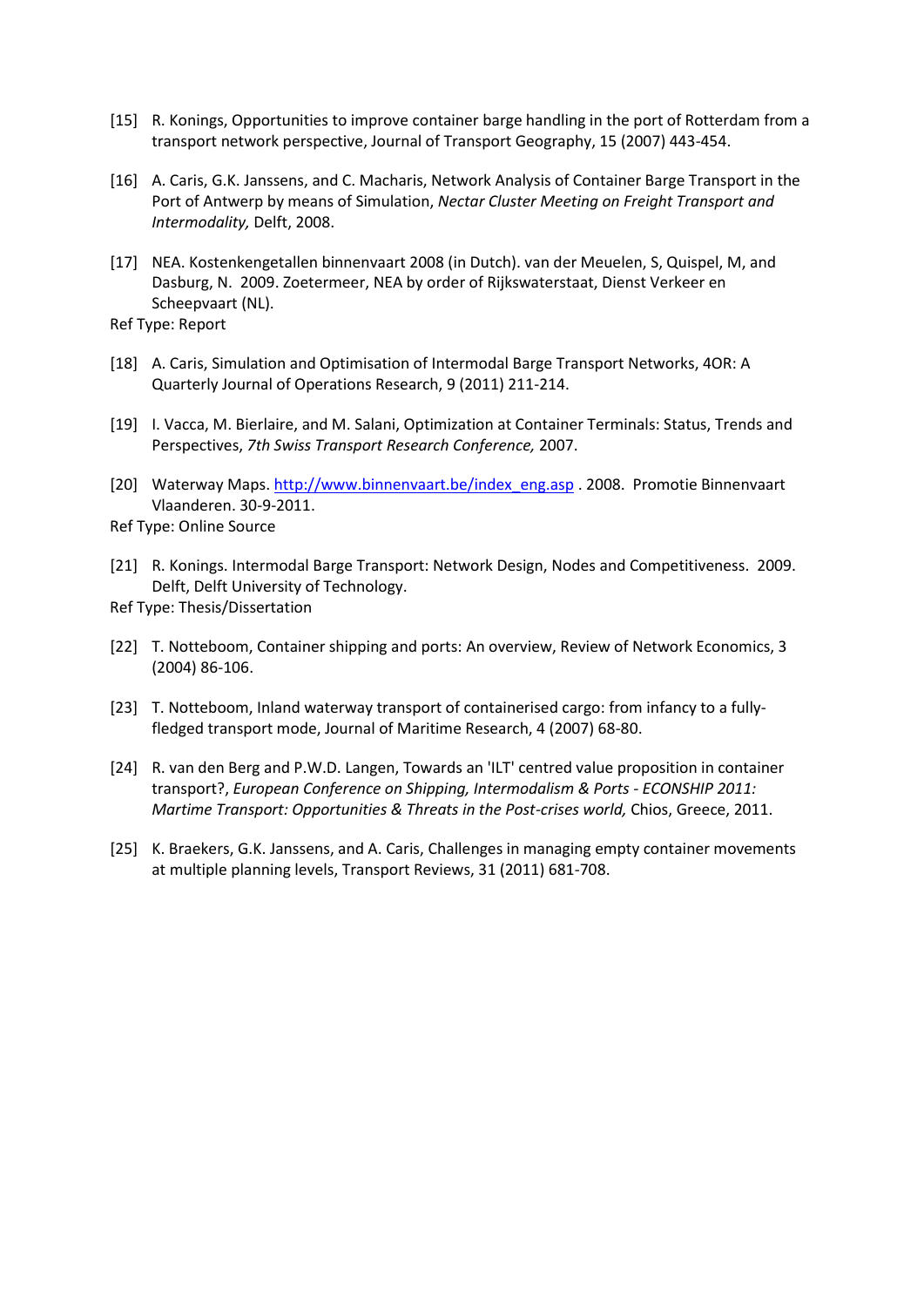[15] R. Konings, Opportunities to improve container barge handling in the port of Rotterdam from a transport network perspective, Journal of Transport Geography, 15 (2007) 443-454.

[16] A. Caris, G.K. Janssens, and C. Macharis, Network Analysis of Container Barge Transport in the Port of Antwerp by means of Simulation, *Nectar Cluster Meeting on Freight Transport and Intermodality,* Delft, 2008.

[17] NEA. Kostenkengetallen binnenvaart 2008 (in Dutch). van der Meuelen, S, Quispel, M, and Dasburg, N. 2009. Zoetermeer, NEA by order of Rijkswaterstaat, Dienst Verkeer en Scheepvaart (NL).
Ref Type: Report

[18] A. Caris, Simulation and Optimisation of Intermodal Barge Transport Networks, 4OR: A Quarterly Journal of Operations Research, 9 (2011) 211-214.

[19] I. Vacca, M. Bierlaire, and M. Salani, Optimization at Container Terminals: Status, Trends and Perspectives, *7th Swiss Transport Research Conference,* 2007.

[20] Waterway Maps. http://www.binnenvaart.be/index_eng.asp . 2008. Promotie Binnenvaart Vlaanderen. 30-9-2011.
Ref Type: Online Source

[21] R. Konings. Intermodal Barge Transport: Network Design, Nodes and Competitiveness. 2009. Delft, Delft University of Technology.
Ref Type: Thesis/Dissertation

[22] T. Notteboom, Container shipping and ports: An overview, Review of Network Economics, 3 (2004) 86-106.

[23] T. Notteboom, Inland waterway transport of containerised cargo: from infancy to a fully-fledged transport mode, Journal of Maritime Research, 4 (2007) 68-80.

[24] R. van den Berg and P.W.D. Langen, Towards an 'ILT' centred value proposition in container transport?, *European Conference on Shipping, Intermodalism & Ports - ECONSHIP 2011: Martime Transport: Opportunities & Threats in the Post-crises world,* Chios, Greece, 2011.

[25] K. Braekers, G.K. Janssens, and A. Caris, Challenges in managing empty container movements at multiple planning levels, Transport Reviews, 31 (2011) 681-708.